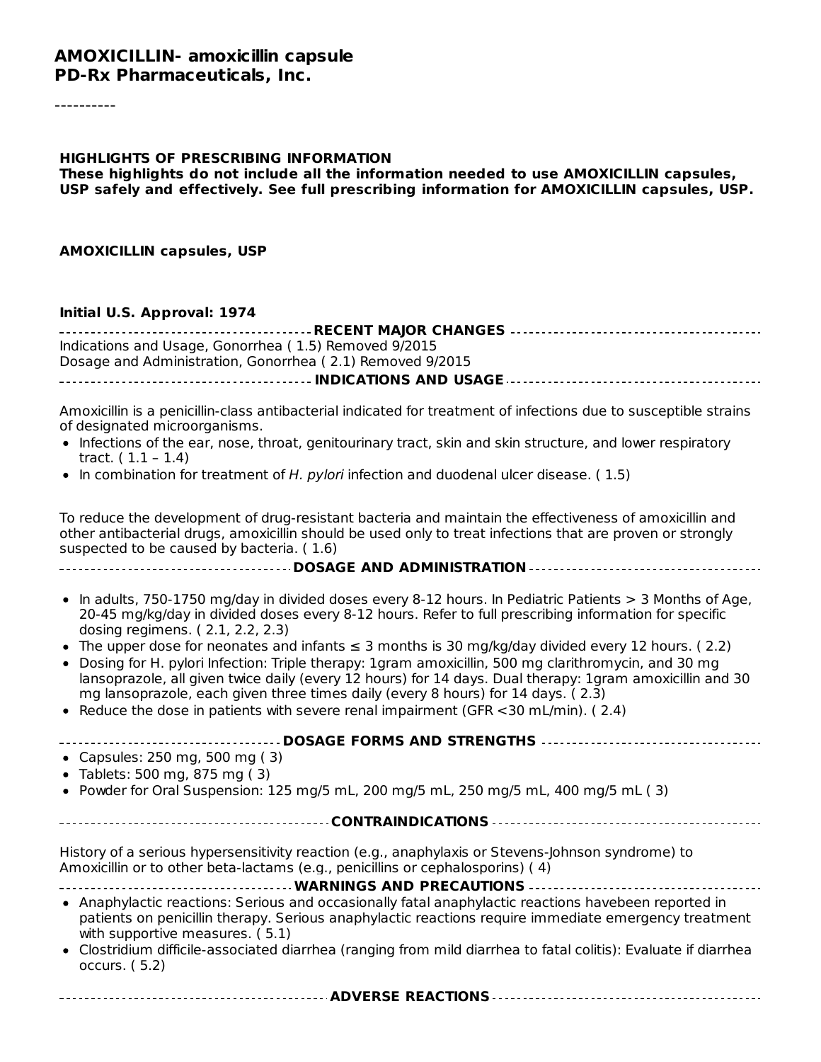# AMOXICILLIN- amoxicillin capsule
## PD-Rx Pharmaceuticals, Inc.

----------

**HIGHLIGHTS OF PRESCRIBING INFORMATION**
**These highlights do not include all the information needed to use AMOXICILLIN capsules, USP safely and effectively. See full prescribing information for AMOXICILLIN capsules, USP.**

**AMOXICILLIN capsules, USP**

**Initial U.S. Approval: 1974**

### RECENT MAJOR CHANGES

Indications and Usage, Gonorrhea ( 1.5) Removed 9/2015
Dosage and Administration, Gonorrhea ( 2.1) Removed 9/2015

### INDICATIONS AND USAGE

Amoxicillin is a penicillin-class antibacterial indicated for treatment of infections due to susceptible strains of designated microorganisms.

- Infections of the ear, nose, throat, genitourinary tract, skin and skin structure, and lower respiratory tract. ( 1.1 – 1.4)
- In combination for treatment of *H. pylori* infection and duodenal ulcer disease. ( 1.5)

To reduce the development of drug-resistant bacteria and maintain the effectiveness of amoxicillin and other antibacterial drugs, amoxicillin should be used only to treat infections that are proven or strongly suspected to be caused by bacteria. ( 1.6)

### DOSAGE AND ADMINISTRATION

- In adults, 750-1750 mg/day in divided doses every 8-12 hours. In Pediatric Patients > 3 Months of Age, 20-45 mg/kg/day in divided doses every 8-12 hours. Refer to full prescribing information for specific dosing regimens. ( 2.1, 2.2, 2.3)
- The upper dose for neonates and infants ≤ 3 months is 30 mg/kg/day divided every 12 hours. ( 2.2)
- Dosing for H. pylori Infection: Triple therapy: 1gram amoxicillin, 500 mg clarithromycin, and 30 mg lansoprazole, all given twice daily (every 12 hours) for 14 days. Dual therapy: 1gram amoxicillin and 30 mg lansoprazole, each given three times daily (every 8 hours) for 14 days. ( 2.3)
- Reduce the dose in patients with severe renal impairment (GFR <30 mL/min). ( 2.4)

### DOSAGE FORMS AND STRENGTHS

- Capsules: 250 mg, 500 mg ( 3)
- Tablets: 500 mg, 875 mg ( 3)
- Powder for Oral Suspension: 125 mg/5 mL, 200 mg/5 mL, 250 mg/5 mL, 400 mg/5 mL ( 3)

### CONTRAINDICATIONS

History of a serious hypersensitivity reaction (e.g., anaphylaxis or Stevens-Johnson syndrome) to Amoxicillin or to other beta-lactams (e.g., penicillins or cephalosporins) ( 4)

### WARNINGS AND PRECAUTIONS

- Anaphylactic reactions: Serious and occasionally fatal anaphylactic reactions havebeen reported in patients on penicillin therapy. Serious anaphylactic reactions require immediate emergency treatment with supportive measures. ( 5.1)
- Clostridium difficile-associated diarrhea (ranging from mild diarrhea to fatal colitis): Evaluate if diarrhea occurs. ( 5.2)

### ADVERSE REACTIONS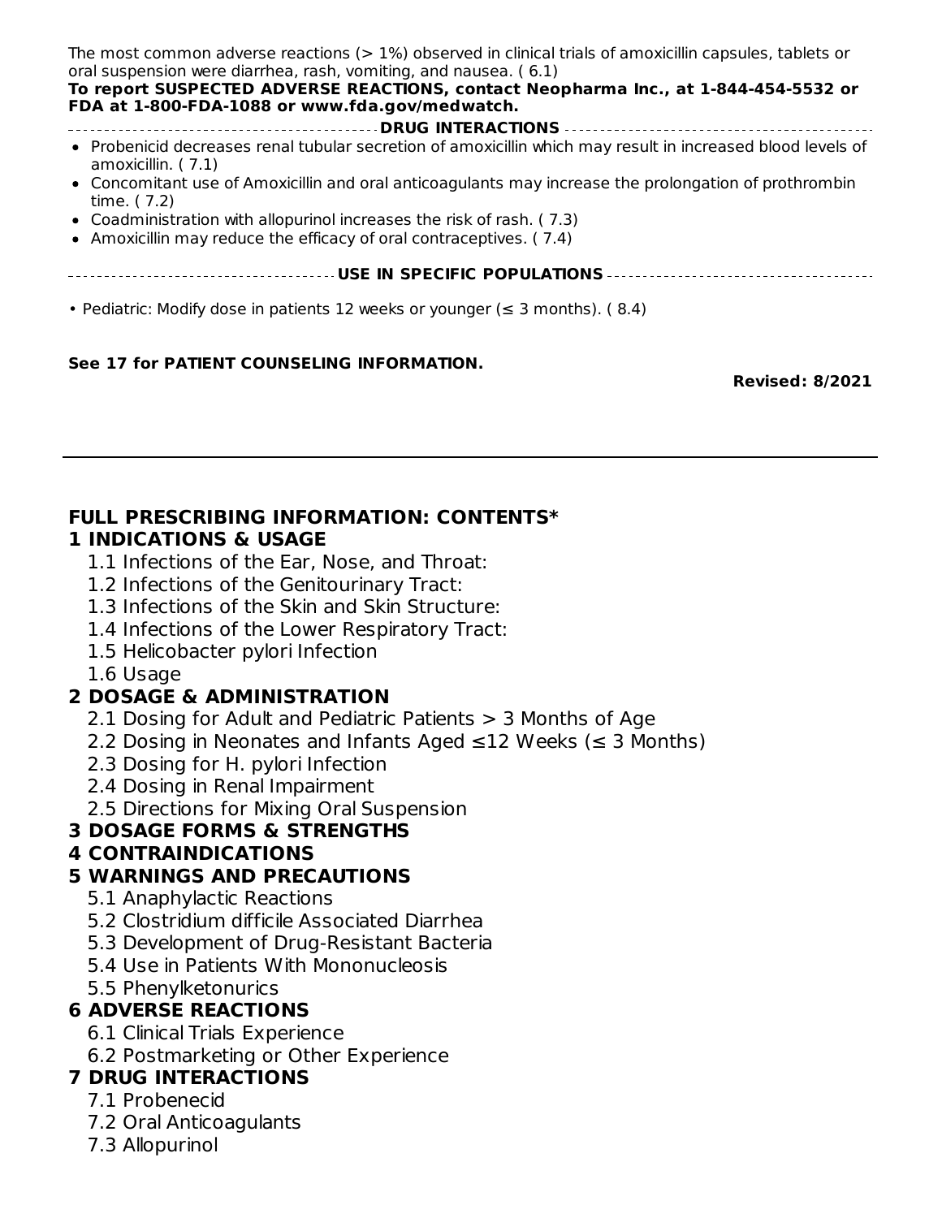The most common adverse reactions (> 1%) observed in clinical trials of amoxicillin capsules, tablets or oral suspension were diarrhea, rash, vomiting, and nausea. ( 6.1)

**To report SUSPECTED ADVERSE REACTIONS, contact Neopharma Inc., at 1-844-454-5532 or FDA at 1-800-FDA-1088 or www.fda.gov/medwatch.**

**DRUG INTERACTIONS**

- Probenicid decreases renal tubular secretion of amoxicillin which may result in increased blood levels of amoxicillin. ( 7.1)
- Concomitant use of Amoxicillin and oral anticoagulants may increase the prolongation of prothrombin time. ( 7.2)
- Coadministration with allopurinol increases the risk of rash. ( 7.3)
- Amoxicillin may reduce the efficacy of oral contraceptives. ( 7.4)

**USE IN SPECIFIC POPULATIONS**

- Pediatric: Modify dose in patients 12 weeks or younger (≤ 3 months). ( 8.4)

**See 17 for PATIENT COUNSELING INFORMATION.**

**Revised: 8/2021**

---

## FULL PRESCRIBING INFORMATION: CONTENTS*

### 1 INDICATIONS & USAGE

1.1 Infections of the Ear, Nose, and Throat:
1.2 Infections of the Genitourinary Tract:
1.3 Infections of the Skin and Skin Structure:
1.4 Infections of the Lower Respiratory Tract:
1.5 Helicobacter pylori Infection
1.6 Usage

### 2 DOSAGE & ADMINISTRATION

2.1 Dosing for Adult and Pediatric Patients > 3 Months of Age
2.2 Dosing in Neonates and Infants Aged ≤12 Weeks (≤ 3 Months)
2.3 Dosing for H. pylori Infection
2.4 Dosing in Renal Impairment
2.5 Directions for Mixing Oral Suspension

### 3 DOSAGE FORMS & STRENGTHS

### 4 CONTRAINDICATIONS

### 5 WARNINGS AND PRECAUTIONS

5.1 Anaphylactic Reactions
5.2 Clostridium difficile Associated Diarrhea
5.3 Development of Drug-Resistant Bacteria
5.4 Use in Patients With Mononucleosis
5.5 Phenylketonurics

### 6 ADVERSE REACTIONS

6.1 Clinical Trials Experience
6.2 Postmarketing or Other Experience

### 7 DRUG INTERACTIONS

7.1 Probenecid
7.2 Oral Anticoagulants
7.3 Allopurinol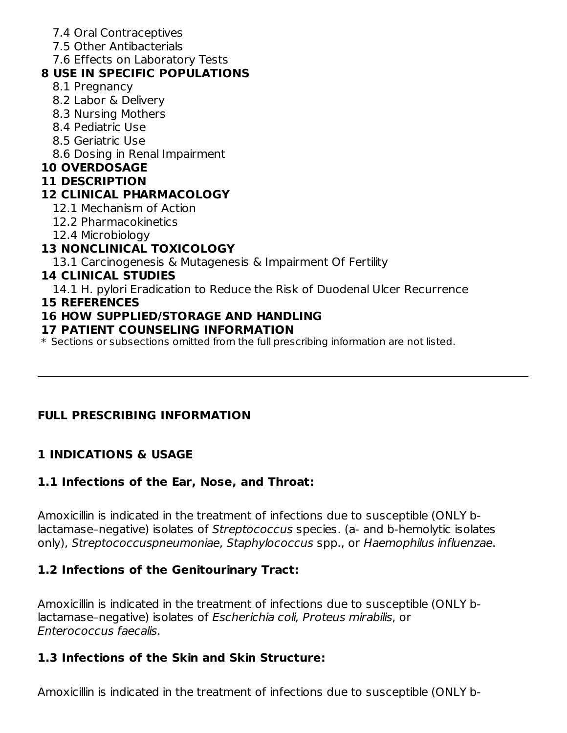7.4 Oral Contraceptives
7.5 Other Antibacterials
7.6 Effects on Laboratory Tests

**8 USE IN SPECIFIC POPULATIONS**

8.1 Pregnancy
8.2 Labor & Delivery
8.3 Nursing Mothers
8.4 Pediatric Use
8.5 Geriatric Use
8.6 Dosing in Renal Impairment

**10 OVERDOSAGE**

**11 DESCRIPTION**

**12 CLINICAL PHARMACOLOGY**

12.1 Mechanism of Action
12.2 Pharmacokinetics
12.4 Microbiology

**13 NONCLINICAL TOXICOLOGY**

13.1 Carcinogenesis & Mutagenesis & Impairment Of Fertility

**14 CLINICAL STUDIES**

14.1 H. pylori Eradication to Reduce the Risk of Duodenal Ulcer Recurrence

**15 REFERENCES**

**16 HOW SUPPLIED/STORAGE AND HANDLING**

**17 PATIENT COUNSELING INFORMATION**

* Sections or subsections omitted from the full prescribing information are not listed.

---

## FULL PRESCRIBING INFORMATION

## 1 INDICATIONS & USAGE

### 1.1 Infections of the Ear, Nose, and Throat:

Amoxicillin is indicated in the treatment of infections due to susceptible (ONLY b-lactamase–negative) isolates of *Streptococcus* species. (a- and b-hemolytic isolates only), *Streptococcuspneumoniae*, *Staphylococcus* spp., or *Haemophilus influenzae*.

### 1.2 Infections of the Genitourinary Tract:

Amoxicillin is indicated in the treatment of infections due to susceptible (ONLY b-lactamase–negative) isolates of *Escherichia coli, Proteus mirabilis*, or *Enterococcus faecalis*.

### 1.3 Infections of the Skin and Skin Structure:

Amoxicillin is indicated in the treatment of infections due to susceptible (ONLY b-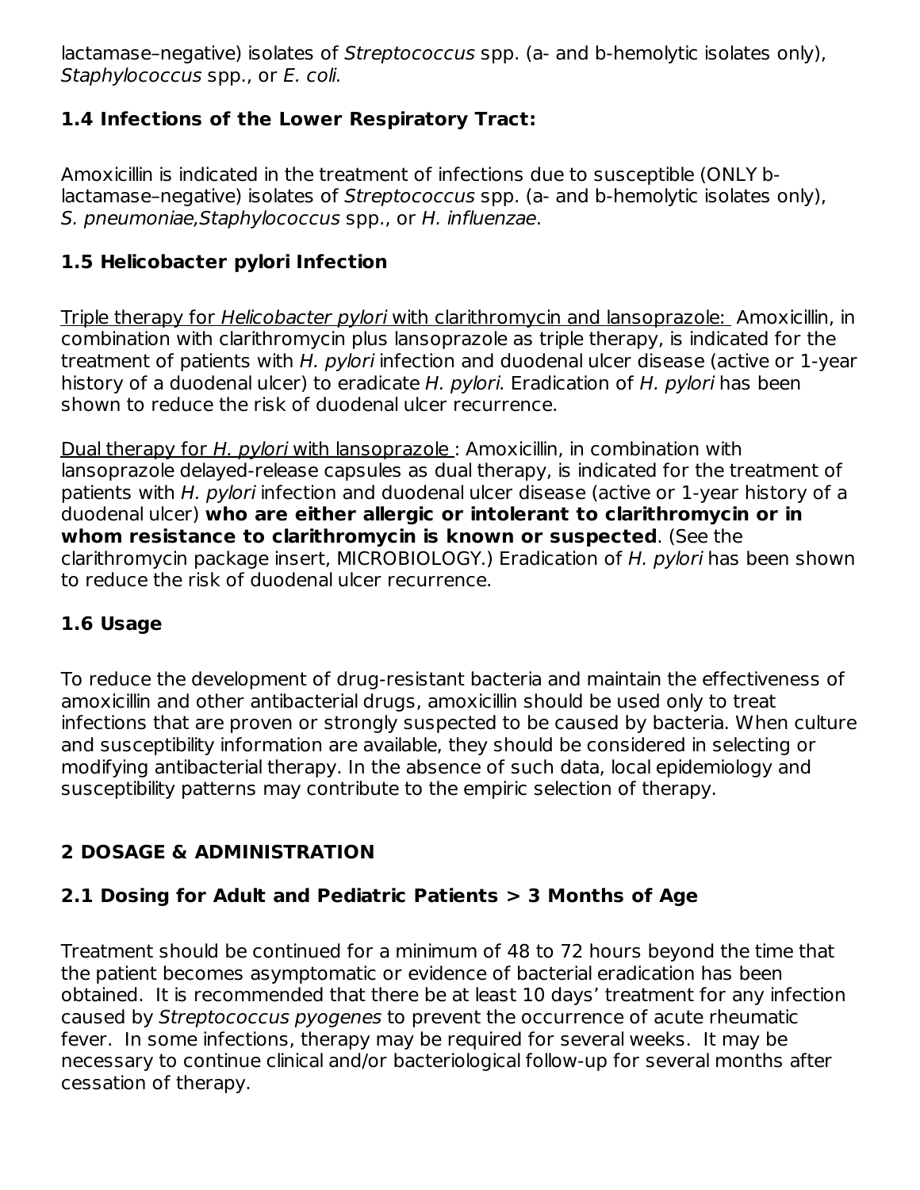lactamase–negative) isolates of *Streptococcus* spp. (a- and b-hemolytic isolates only), *Staphylococcus* spp., or *E. coli*.

### 1.4 Infections of the Lower Respiratory Tract:

Amoxicillin is indicated in the treatment of infections due to susceptible (ONLY b-lactamase–negative) isolates of *Streptococcus* spp. (a- and b-hemolytic isolates only), *S. pneumoniae,Staphylococcus* spp., or *H. influenzae*.

### 1.5 Helicobacter pylori Infection

Triple therapy for *Helicobacter pylori* with clarithromycin and lansoprazole: Amoxicillin, in combination with clarithromycin plus lansoprazole as triple therapy, is indicated for the treatment of patients with *H. pylori* infection and duodenal ulcer disease (active or 1-year history of a duodenal ulcer) to eradicate *H. pylori*. Eradication of *H. pylori* has been shown to reduce the risk of duodenal ulcer recurrence.

Dual therapy for *H. pylori* with lansoprazole : Amoxicillin, in combination with lansoprazole delayed-release capsules as dual therapy, is indicated for the treatment of patients with *H. pylori* infection and duodenal ulcer disease (active or 1-year history of a duodenal ulcer) **who are either allergic or intolerant to clarithromycin or in whom resistance to clarithromycin is known or suspected**. (See the clarithromycin package insert, MICROBIOLOGY.) Eradication of *H. pylori* has been shown to reduce the risk of duodenal ulcer recurrence.

### 1.6 Usage

To reduce the development of drug-resistant bacteria and maintain the effectiveness of amoxicillin and other antibacterial drugs, amoxicillin should be used only to treat infections that are proven or strongly suspected to be caused by bacteria. When culture and susceptibility information are available, they should be considered in selecting or modifying antibacterial therapy. In the absence of such data, local epidemiology and susceptibility patterns may contribute to the empiric selection of therapy.

## 2 DOSAGE & ADMINISTRATION

### 2.1 Dosing for Adult and Pediatric Patients > 3 Months of Age

Treatment should be continued for a minimum of 48 to 72 hours beyond the time that the patient becomes asymptomatic or evidence of bacterial eradication has been obtained. It is recommended that there be at least 10 days' treatment for any infection caused by *Streptococcus pyogenes* to prevent the occurrence of acute rheumatic fever. In some infections, therapy may be required for several weeks. It may be necessary to continue clinical and/or bacteriological follow-up for several months after cessation of therapy.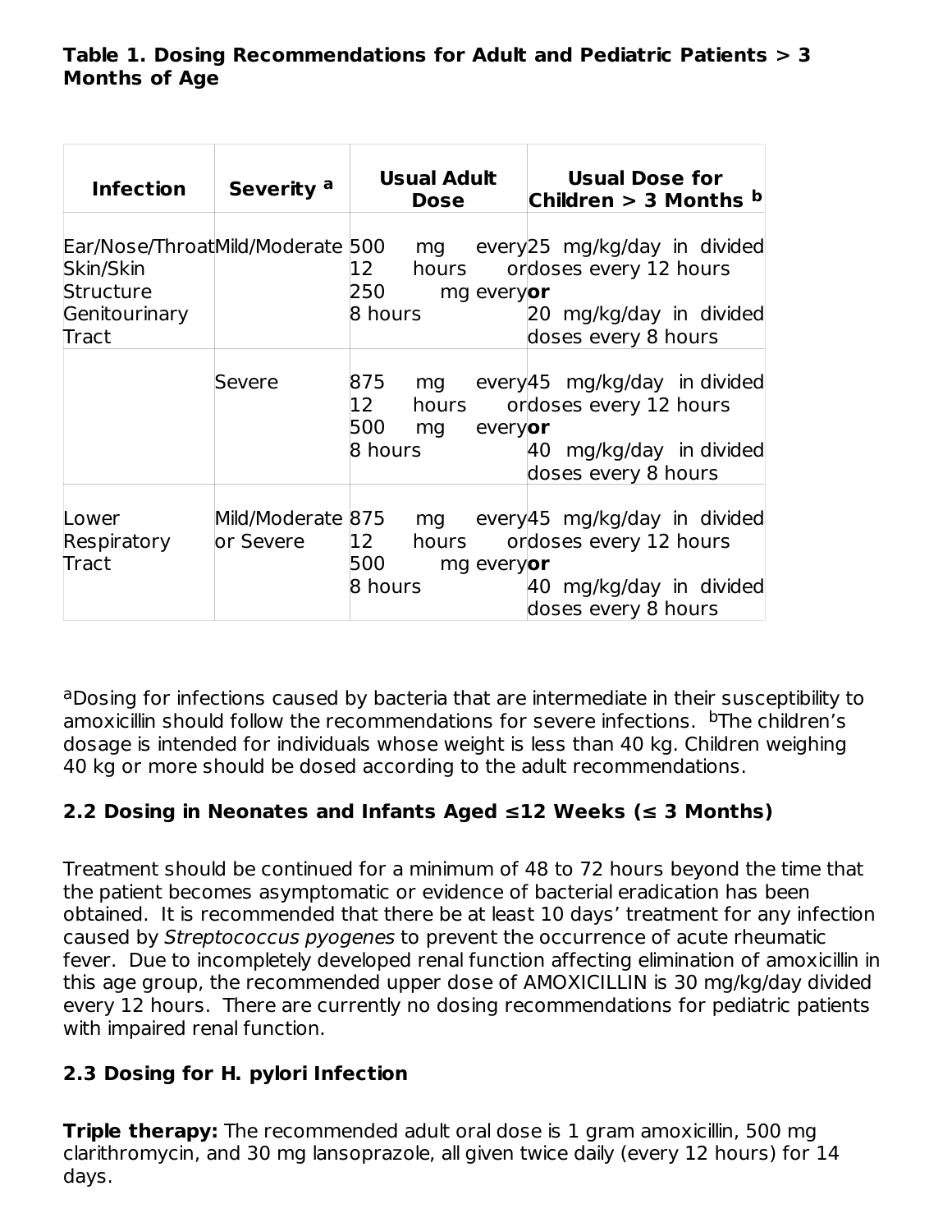**Table 1. Dosing Recommendations for Adult and Pediatric Patients > 3 Months of Age**

| Infection | Severity [a] | Usual Adult Dose | Usual Dose for Children > 3 Months [b] |
|---|---|---|---|
| Ear/Nose/Throat Skin/Skin Structure Genitourinary Tract | Mild/Moderate | 500 mg every 12 hours or 250 mg every 8 hours | 25 mg/kg/day in divided doses every 12 hours **or** 20 mg/kg/day in divided doses every 8 hours |
| | Severe | 875 mg every 12 hours or 500 mg every 8 hours | 45 mg/kg/day in divided doses every 12 hours **or** 40 mg/kg/day in divided doses every 8 hours |
| Lower Respiratory Tract | Mild/Moderate or Severe | 875 mg every 12 hours or 500 mg every 8 hours | 45 mg/kg/day in divided doses every 12 hours **or** 40 mg/kg/day in divided doses every 8 hours |

[a]Dosing for infections caused by bacteria that are intermediate in their susceptibility to amoxicillin should follow the recommendations for severe infections. [b]The children's dosage is intended for individuals whose weight is less than 40 kg. Children weighing 40 kg or more should be dosed according to the adult recommendations.

## 2.2 Dosing in Neonates and Infants Aged ≤12 Weeks (≤ 3 Months)

Treatment should be continued for a minimum of 48 to 72 hours beyond the time that the patient becomes asymptomatic or evidence of bacterial eradication has been obtained. It is recommended that there be at least 10 days' treatment for any infection caused by *Streptococcus pyogenes* to prevent the occurrence of acute rheumatic fever. Due to incompletely developed renal function affecting elimination of amoxicillin in this age group, the recommended upper dose of AMOXICILLIN is 30 mg/kg/day divided every 12 hours. There are currently no dosing recommendations for pediatric patients with impaired renal function.

## 2.3 Dosing for H. pylori Infection

**Triple therapy:** The recommended adult oral dose is 1 gram amoxicillin, 500 mg clarithromycin, and 30 mg lansoprazole, all given twice daily (every 12 hours) for 14 days.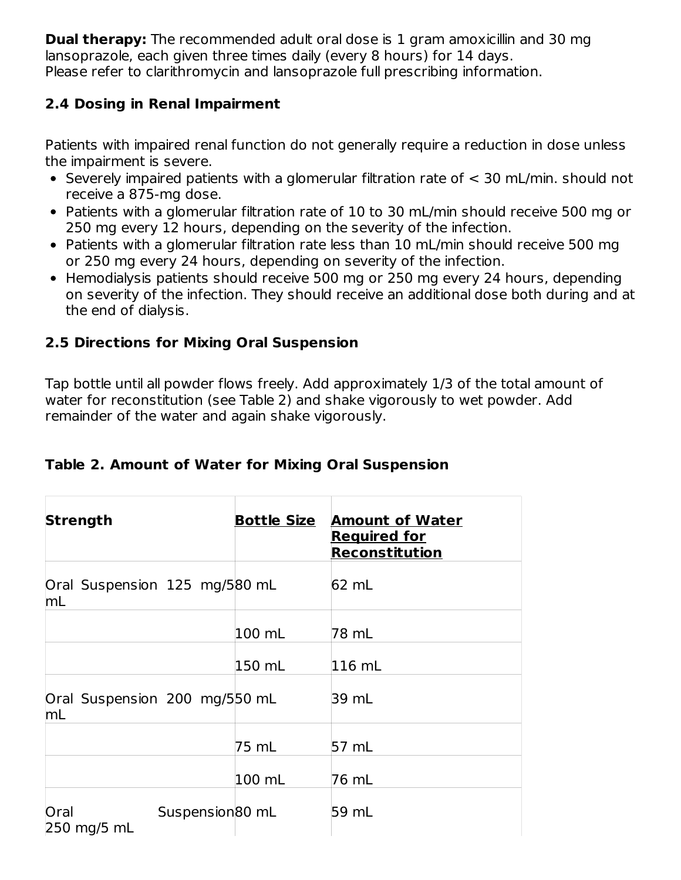**Dual therapy:** The recommended adult oral dose is 1 gram amoxicillin and 30 mg lansoprazole, each given three times daily (every 8 hours) for 14 days.
Please refer to clarithromycin and lansoprazole full prescribing information.

### 2.4 Dosing in Renal Impairment

Patients with impaired renal function do not generally require a reduction in dose unless the impairment is severe.

- Severely impaired patients with a glomerular filtration rate of < 30 mL/min. should not receive a 875-mg dose.
- Patients with a glomerular filtration rate of 10 to 30 mL/min should receive 500 mg or 250 mg every 12 hours, depending on the severity of the infection.
- Patients with a glomerular filtration rate less than 10 mL/min should receive 500 mg or 250 mg every 24 hours, depending on severity of the infection.
- Hemodialysis patients should receive 500 mg or 250 mg every 24 hours, depending on severity of the infection. They should receive an additional dose both during and at the end of dialysis.

### 2.5 Directions for Mixing Oral Suspension

Tap bottle until all powder flows freely. Add approximately 1/3 of the total amount of water for reconstitution (see Table 2) and shake vigorously to wet powder. Add remainder of the water and again shake vigorously.

**Table 2. Amount of Water for Mixing Oral Suspension**

| Strength | Bottle Size | Amount of Water Required for Reconstitution |
|---|---|---|
| Oral Suspension 125 mg/5 mL | 80 mL | 62 mL |
| | 100 mL | 78 mL |
| | 150 mL | 116 mL |
| Oral Suspension 200 mg/5 mL | 50 mL | 39 mL |
| | 75 mL | 57 mL |
| | 100 mL | 76 mL |
| Oral Suspension 250 mg/5 mL | 80 mL | 59 mL |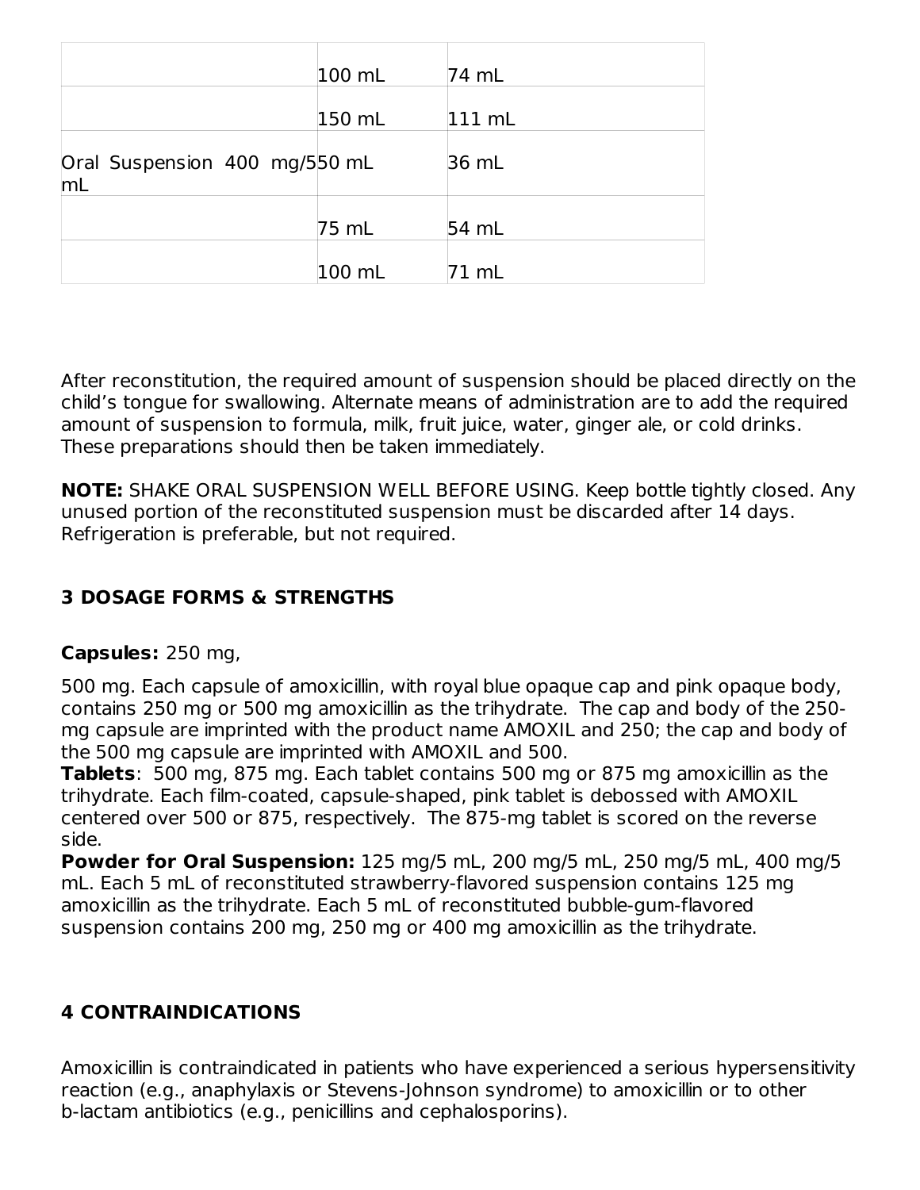| | | |
|---|---|---|
| | 100 mL | 74 mL |
| | 150 mL | 111 mL |
| Oral Suspension 400 mg/5 mL | 50 mL | 36 mL |
| | 75 mL | 54 mL |
| | 100 mL | 71 mL |

After reconstitution, the required amount of suspension should be placed directly on the child's tongue for swallowing. Alternate means of administration are to add the required amount of suspension to formula, milk, fruit juice, water, ginger ale, or cold drinks. These preparations should then be taken immediately.

**NOTE:** SHAKE ORAL SUSPENSION WELL BEFORE USING. Keep bottle tightly closed. Any unused portion of the reconstituted suspension must be discarded after 14 days. Refrigeration is preferable, but not required.

## 3 DOSAGE FORMS & STRENGTHS

**Capsules:** 250 mg,

500 mg. Each capsule of amoxicillin, with royal blue opaque cap and pink opaque body, contains 250 mg or 500 mg amoxicillin as the trihydrate. The cap and body of the 250-mg capsule are imprinted with the product name AMOXIL and 250; the cap and body of the 500 mg capsule are imprinted with AMOXIL and 500.
**Tablets**: 500 mg, 875 mg. Each tablet contains 500 mg or 875 mg amoxicillin as the trihydrate. Each film-coated, capsule-shaped, pink tablet is debossed with AMOXIL centered over 500 or 875, respectively. The 875-mg tablet is scored on the reverse side.
**Powder for Oral Suspension:** 125 mg/5 mL, 200 mg/5 mL, 250 mg/5 mL, 400 mg/5 mL. Each 5 mL of reconstituted strawberry-flavored suspension contains 125 mg amoxicillin as the trihydrate. Each 5 mL of reconstituted bubble-gum-flavored suspension contains 200 mg, 250 mg or 400 mg amoxicillin as the trihydrate.

## 4 CONTRAINDICATIONS

Amoxicillin is contraindicated in patients who have experienced a serious hypersensitivity reaction (e.g., anaphylaxis or Stevens-Johnson syndrome) to amoxicillin or to other b-lactam antibiotics (e.g., penicillins and cephalosporins).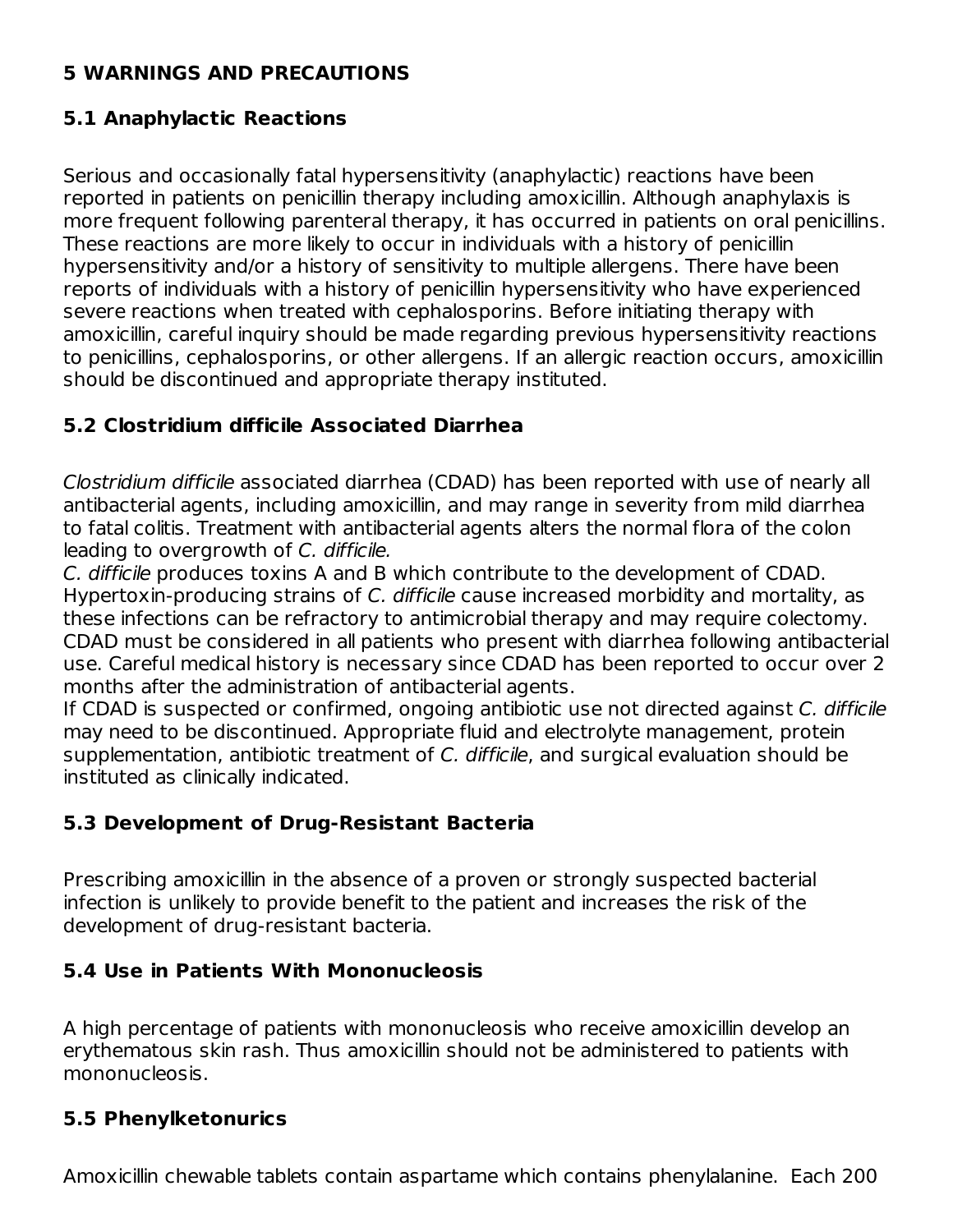## 5 WARNINGS AND PRECAUTIONS

### 5.1 Anaphylactic Reactions

Serious and occasionally fatal hypersensitivity (anaphylactic) reactions have been reported in patients on penicillin therapy including amoxicillin. Although anaphylaxis is more frequent following parenteral therapy, it has occurred in patients on oral penicillins. These reactions are more likely to occur in individuals with a history of penicillin hypersensitivity and/or a history of sensitivity to multiple allergens. There have been reports of individuals with a history of penicillin hypersensitivity who have experienced severe reactions when treated with cephalosporins. Before initiating therapy with amoxicillin, careful inquiry should be made regarding previous hypersensitivity reactions to penicillins, cephalosporins, or other allergens. If an allergic reaction occurs, amoxicillin should be discontinued and appropriate therapy instituted.

### 5.2 Clostridium difficile Associated Diarrhea

*Clostridium difficile* associated diarrhea (CDAD) has been reported with use of nearly all antibacterial agents, including amoxicillin, and may range in severity from mild diarrhea to fatal colitis. Treatment with antibacterial agents alters the normal flora of the colon leading to overgrowth of *C. difficile*.
*C. difficile* produces toxins A and B which contribute to the development of CDAD. Hypertoxin-producing strains of *C. difficile* cause increased morbidity and mortality, as these infections can be refractory to antimicrobial therapy and may require colectomy. CDAD must be considered in all patients who present with diarrhea following antibacterial use. Careful medical history is necessary since CDAD has been reported to occur over 2 months after the administration of antibacterial agents.
If CDAD is suspected or confirmed, ongoing antibiotic use not directed against *C. difficile* may need to be discontinued. Appropriate fluid and electrolyte management, protein supplementation, antibiotic treatment of *C. difficile*, and surgical evaluation should be instituted as clinically indicated.

### 5.3 Development of Drug-Resistant Bacteria

Prescribing amoxicillin in the absence of a proven or strongly suspected bacterial infection is unlikely to provide benefit to the patient and increases the risk of the development of drug-resistant bacteria.

### 5.4 Use in Patients With Mononucleosis

A high percentage of patients with mononucleosis who receive amoxicillin develop an erythematous skin rash. Thus amoxicillin should not be administered to patients with mononucleosis.

### 5.5 Phenylketonurics

Amoxicillin chewable tablets contain aspartame which contains phenylalanine. Each 200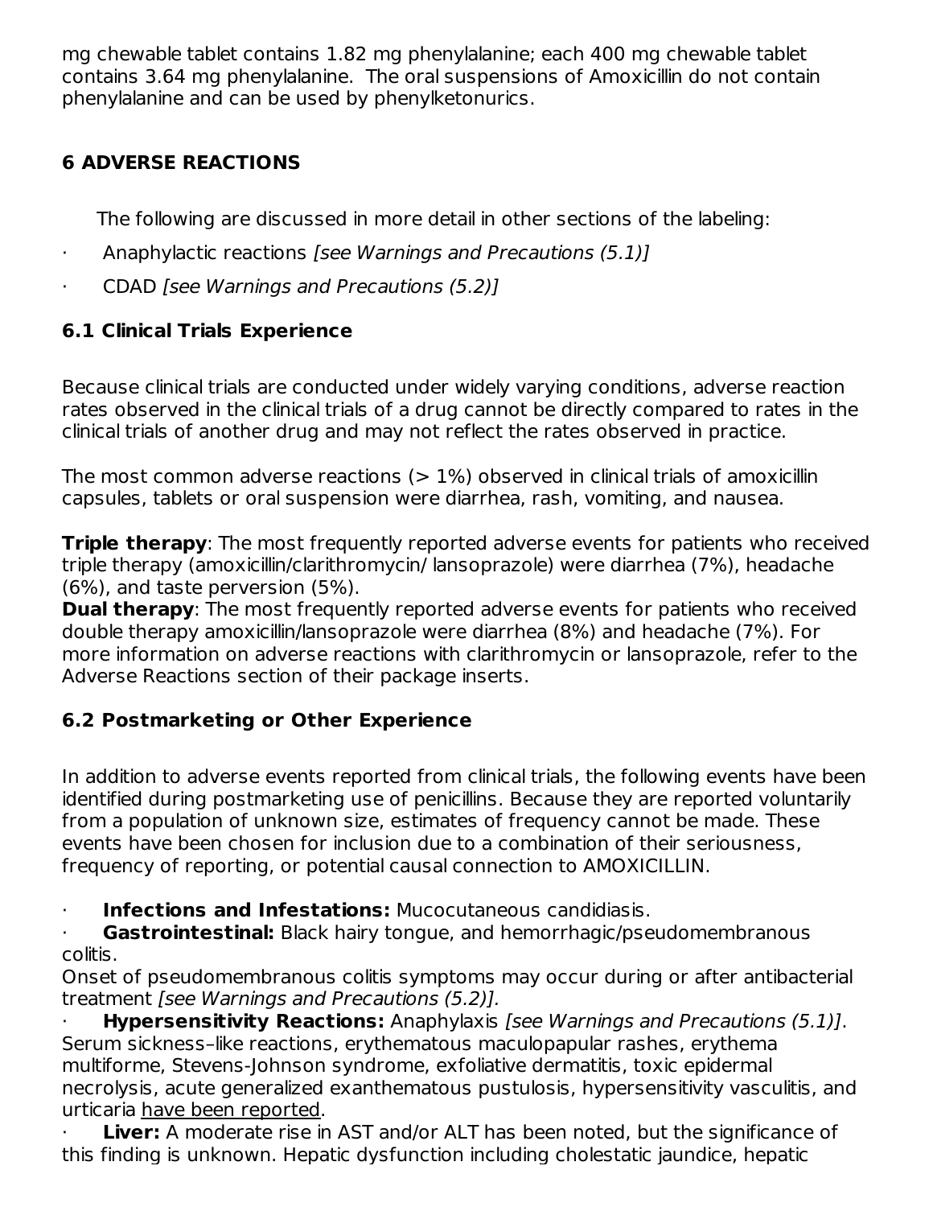mg chewable tablet contains 1.82 mg phenylalanine; each 400 mg chewable tablet contains 3.64 mg phenylalanine. The oral suspensions of Amoxicillin do not contain phenylalanine and can be used by phenylketonurics.

## 6 ADVERSE REACTIONS

The following are discussed in more detail in other sections of the labeling:

- Anaphylactic reactions *[see Warnings and Precautions (5.1)]*
- CDAD *[see Warnings and Precautions (5.2)]*

### 6.1 Clinical Trials Experience

Because clinical trials are conducted under widely varying conditions, adverse reaction rates observed in the clinical trials of a drug cannot be directly compared to rates in the clinical trials of another drug and may not reflect the rates observed in practice.

The most common adverse reactions (> 1%) observed in clinical trials of amoxicillin capsules, tablets or oral suspension were diarrhea, rash, vomiting, and nausea.

**Triple therapy**: The most frequently reported adverse events for patients who received triple therapy (amoxicillin/clarithromycin/ lansoprazole) were diarrhea (7%), headache (6%), and taste perversion (5%).
**Dual therapy**: The most frequently reported adverse events for patients who received double therapy amoxicillin/lansoprazole were diarrhea (8%) and headache (7%). For more information on adverse reactions with clarithromycin or lansoprazole, refer to the Adverse Reactions section of their package inserts.

### 6.2 Postmarketing or Other Experience

In addition to adverse events reported from clinical trials, the following events have been identified during postmarketing use of penicillins. Because they are reported voluntarily from a population of unknown size, estimates of frequency cannot be made. These events have been chosen for inclusion due to a combination of their seriousness, frequency of reporting, or potential causal connection to AMOXICILLIN.

- **Infections and Infestations:** Mucocutaneous candidiasis.
- **Gastrointestinal:** Black hairy tongue, and hemorrhagic/pseudomembranous colitis.

Onset of pseudomembranous colitis symptoms may occur during or after antibacterial treatment *[see Warnings and Precautions (5.2)].*

- **Hypersensitivity Reactions:** Anaphylaxis *[see Warnings and Precautions (5.1)]*. Serum sickness–like reactions, erythematous maculopapular rashes, erythema multiforme, Stevens-Johnson syndrome, exfoliative dermatitis, toxic epidermal necrolysis, acute generalized exanthematous pustulosis, hypersensitivity vasculitis, and urticaria have been reported.
- **Liver:** A moderate rise in AST and/or ALT has been noted, but the significance of this finding is unknown. Hepatic dysfunction including cholestatic jaundice, hepatic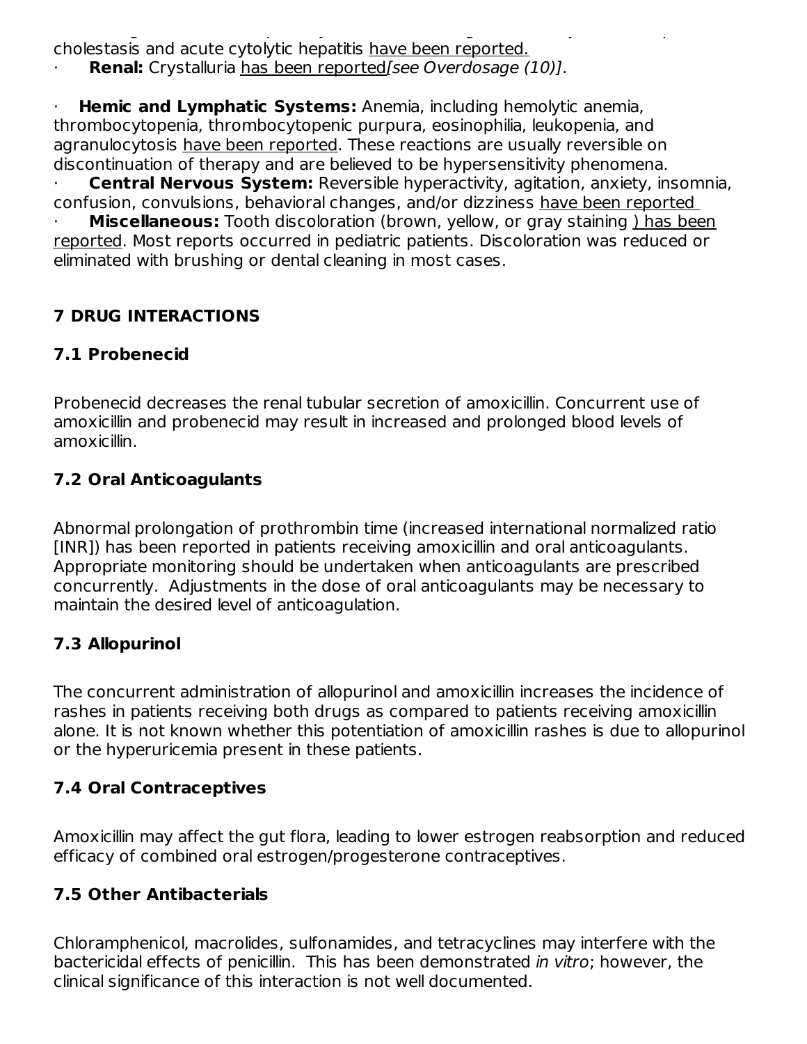cholestasis and acute cytolytic hepatitis have been reported.

- **Renal:** Crystalluria has been reported *[see Overdosage (10)]*.

- **Hemic and Lymphatic Systems:** Anemia, including hemolytic anemia, thrombocytopenia, thrombocytopenic purpura, eosinophilia, leukopenia, and agranulocytosis have been reported. These reactions are usually reversible on discontinuation of therapy and are believed to be hypersensitivity phenomena.
- **Central Nervous System:** Reversible hyperactivity, agitation, anxiety, insomnia, confusion, convulsions, behavioral changes, and/or dizziness have been reported
- **Miscellaneous:** Tooth discoloration (brown, yellow, or gray staining ) has been reported. Most reports occurred in pediatric patients. Discoloration was reduced or eliminated with brushing or dental cleaning in most cases.

## 7 DRUG INTERACTIONS

### 7.1 Probenecid

Probenecid decreases the renal tubular secretion of amoxicillin. Concurrent use of amoxicillin and probenecid may result in increased and prolonged blood levels of amoxicillin.

### 7.2 Oral Anticoagulants

Abnormal prolongation of prothrombin time (increased international normalized ratio [INR]) has been reported in patients receiving amoxicillin and oral anticoagulants. Appropriate monitoring should be undertaken when anticoagulants are prescribed concurrently. Adjustments in the dose of oral anticoagulants may be necessary to maintain the desired level of anticoagulation.

### 7.3 Allopurinol

The concurrent administration of allopurinol and amoxicillin increases the incidence of rashes in patients receiving both drugs as compared to patients receiving amoxicillin alone. It is not known whether this potentiation of amoxicillin rashes is due to allopurinol or the hyperuricemia present in these patients.

### 7.4 Oral Contraceptives

Amoxicillin may affect the gut flora, leading to lower estrogen reabsorption and reduced efficacy of combined oral estrogen/progesterone contraceptives.

### 7.5 Other Antibacterials

Chloramphenicol, macrolides, sulfonamides, and tetracyclines may interfere with the bactericidal effects of penicillin. This has been demonstrated *in vitro*; however, the clinical significance of this interaction is not well documented.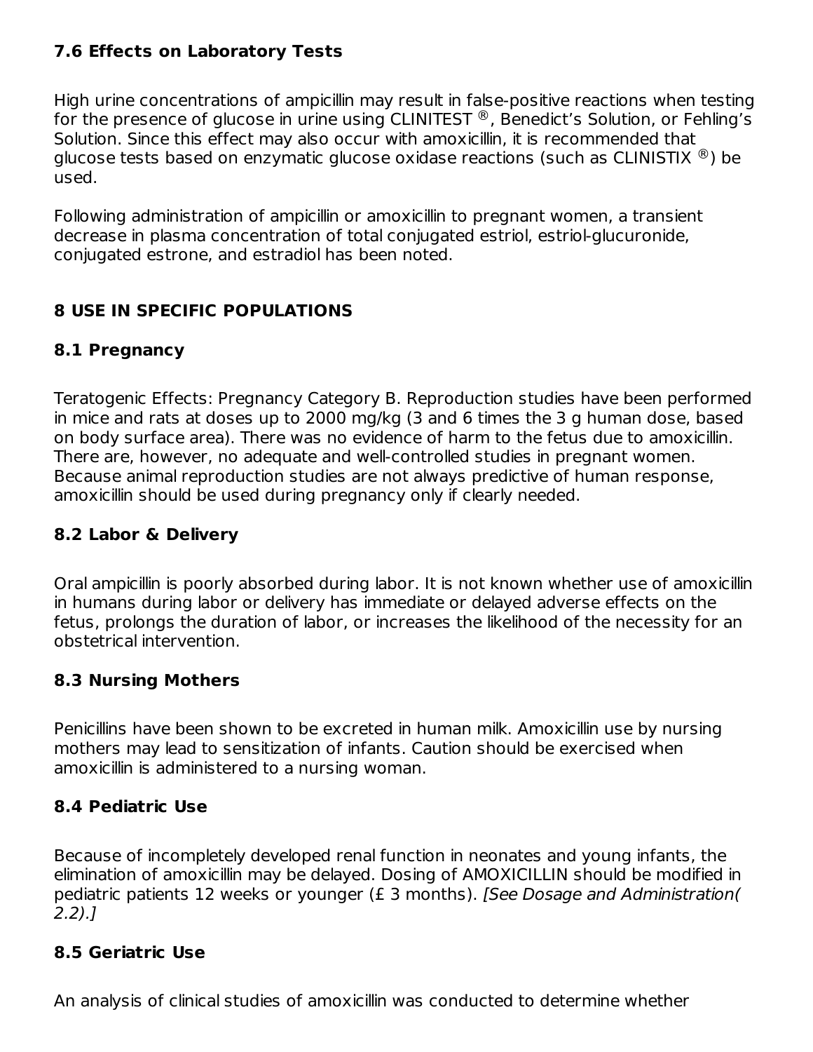### 7.6 Effects on Laboratory Tests

High urine concentrations of ampicillin may result in false-positive reactions when testing for the presence of glucose in urine using CLINITEST ®, Benedict's Solution, or Fehling's Solution. Since this effect may also occur with amoxicillin, it is recommended that glucose tests based on enzymatic glucose oxidase reactions (such as CLINISTIX ®) be used.

Following administration of ampicillin or amoxicillin to pregnant women, a transient decrease in plasma concentration of total conjugated estriol, estriol-glucuronide, conjugated estrone, and estradiol has been noted.

## 8 USE IN SPECIFIC POPULATIONS

### 8.1 Pregnancy

Teratogenic Effects: Pregnancy Category B. Reproduction studies have been performed in mice and rats at doses up to 2000 mg/kg (3 and 6 times the 3 g human dose, based on body surface area). There was no evidence of harm to the fetus due to amoxicillin. There are, however, no adequate and well-controlled studies in pregnant women. Because animal reproduction studies are not always predictive of human response, amoxicillin should be used during pregnancy only if clearly needed.

### 8.2 Labor & Delivery

Oral ampicillin is poorly absorbed during labor. It is not known whether use of amoxicillin in humans during labor or delivery has immediate or delayed adverse effects on the fetus, prolongs the duration of labor, or increases the likelihood of the necessity for an obstetrical intervention.

### 8.3 Nursing Mothers

Penicillins have been shown to be excreted in human milk. Amoxicillin use by nursing mothers may lead to sensitization of infants. Caution should be exercised when amoxicillin is administered to a nursing woman.

### 8.4 Pediatric Use

Because of incompletely developed renal function in neonates and young infants, the elimination of amoxicillin may be delayed. Dosing of AMOXICILLIN should be modified in pediatric patients 12 weeks or younger (£ 3 months). *[See Dosage and Administration( 2.2).]*

### 8.5 Geriatric Use

An analysis of clinical studies of amoxicillin was conducted to determine whether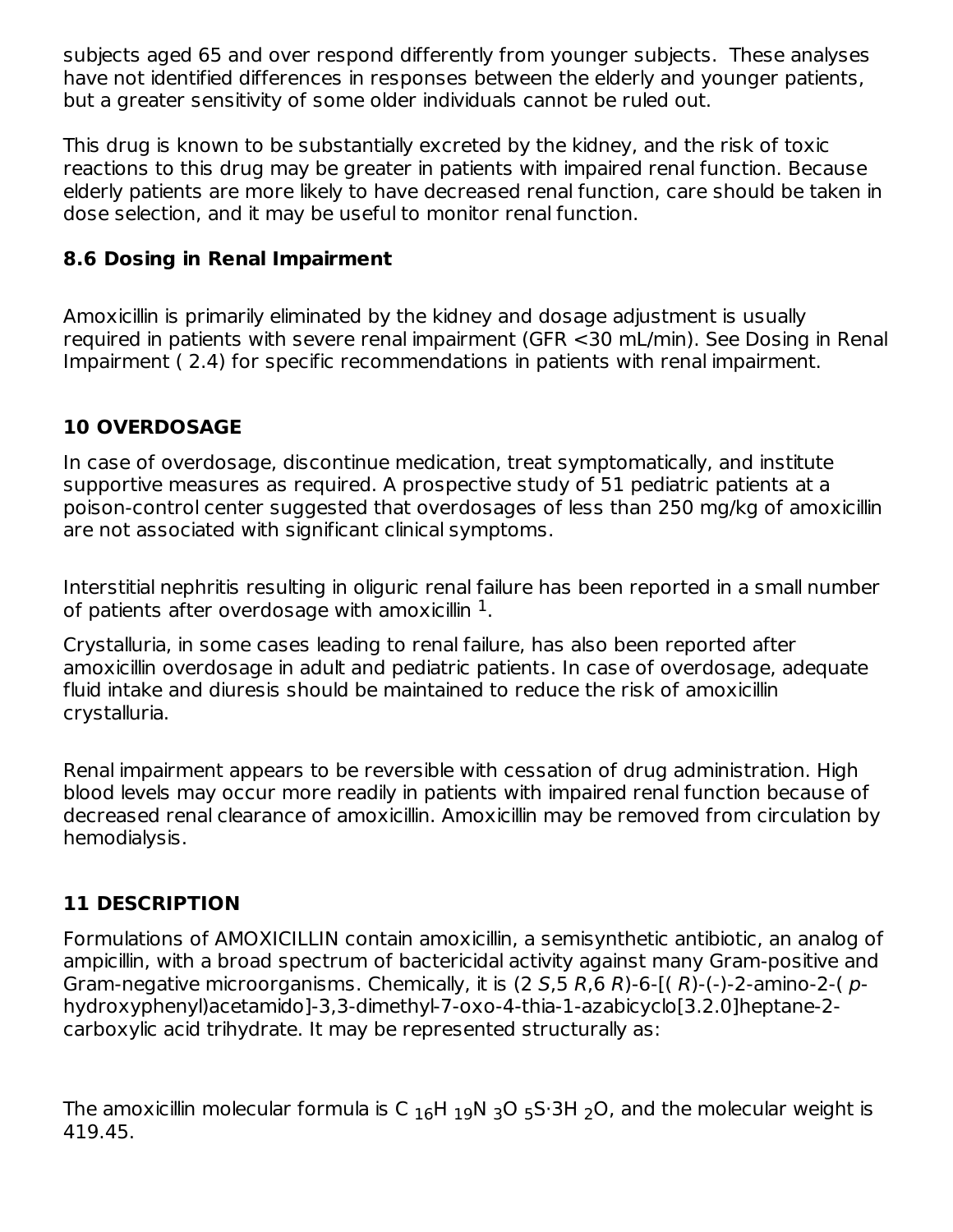subjects aged 65 and over respond differently from younger subjects. These analyses have not identified differences in responses between the elderly and younger patients, but a greater sensitivity of some older individuals cannot be ruled out.

This drug is known to be substantially excreted by the kidney, and the risk of toxic reactions to this drug may be greater in patients with impaired renal function. Because elderly patients are more likely to have decreased renal function, care should be taken in dose selection, and it may be useful to monitor renal function.

### 8.6 Dosing in Renal Impairment

Amoxicillin is primarily eliminated by the kidney and dosage adjustment is usually required in patients with severe renal impairment (GFR <30 mL/min). See Dosing in Renal Impairment ( 2.4) for specific recommendations in patients with renal impairment.

## 10 OVERDOSAGE

In case of overdosage, discontinue medication, treat symptomatically, and institute supportive measures as required. A prospective study of 51 pediatric patients at a poison-control center suggested that overdosages of less than 250 mg/kg of amoxicillin are not associated with significant clinical symptoms.

Interstitial nephritis resulting in oliguric renal failure has been reported in a small number of patients after overdosage with amoxicillin [1].

Crystalluria, in some cases leading to renal failure, has also been reported after amoxicillin overdosage in adult and pediatric patients. In case of overdosage, adequate fluid intake and diuresis should be maintained to reduce the risk of amoxicillin crystalluria.

Renal impairment appears to be reversible with cessation of drug administration. High blood levels may occur more readily in patients with impaired renal function because of decreased renal clearance of amoxicillin. Amoxicillin may be removed from circulation by hemodialysis.

## 11 DESCRIPTION

Formulations of AMOXICILLIN contain amoxicillin, a semisynthetic antibiotic, an analog of ampicillin, with a broad spectrum of bactericidal activity against many Gram-positive and Gram-negative microorganisms. Chemically, it is (2 *S*,5 *R*,6 *R*)-6-[( *R*)-(-)-2-amino-2-( *p*-hydroxyphenyl)acetamido]-3,3-dimethyl-7-oxo-4-thia-1-azabicyclo[3.2.0]heptane-2-carboxylic acid trihydrate. It may be represented structurally as:

The amoxicillin molecular formula is $C_{16}H_{19}N_3O_5S·3H_2O$, and the molecular weight is 419.45.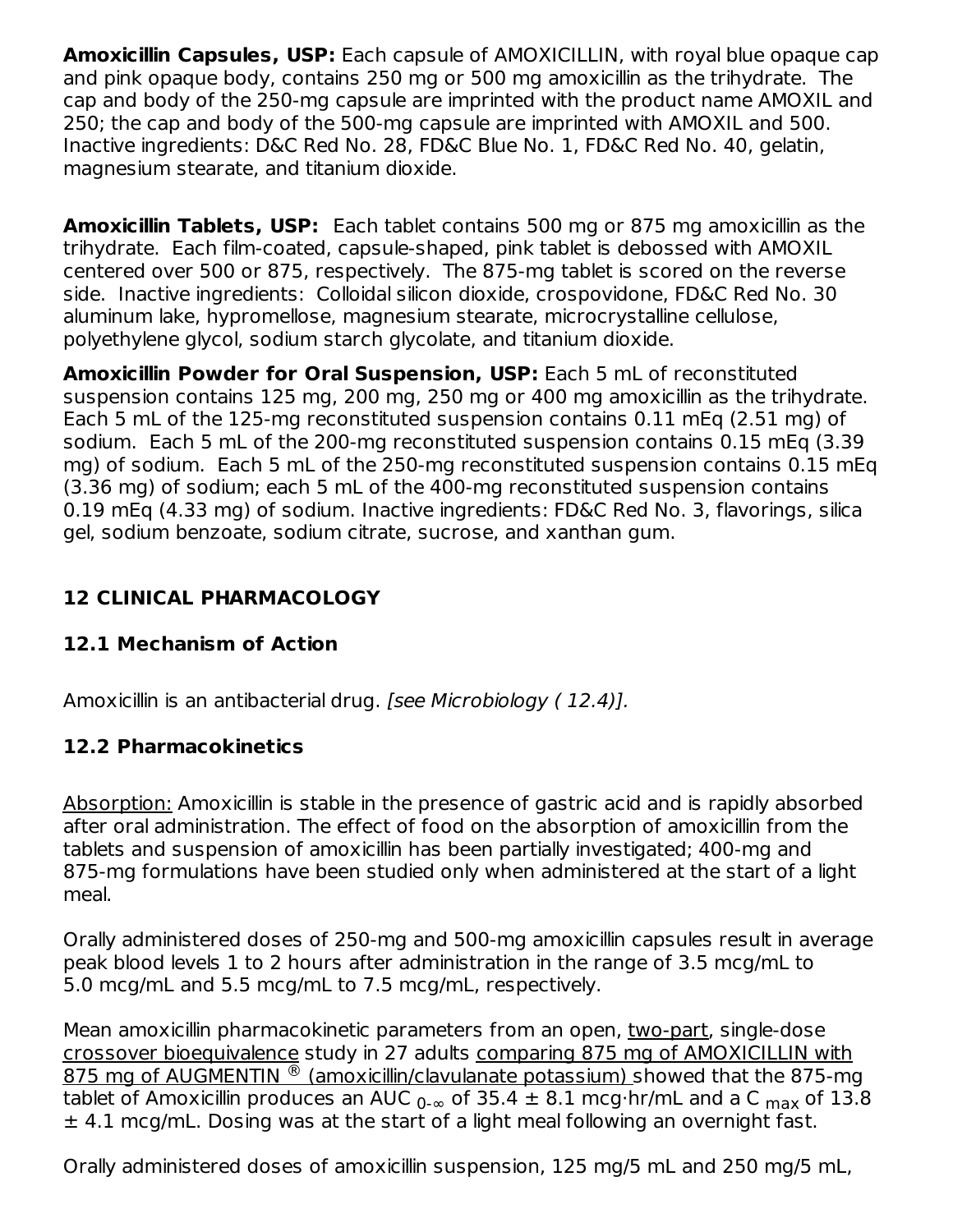**Amoxicillin Capsules, USP:** Each capsule of AMOXICILLIN, with royal blue opaque cap and pink opaque body, contains 250 mg or 500 mg amoxicillin as the trihydrate. The cap and body of the 250-mg capsule are imprinted with the product name AMOXIL and 250; the cap and body of the 500-mg capsule are imprinted with AMOXIL and 500. Inactive ingredients: D&C Red No. 28, FD&C Blue No. 1, FD&C Red No. 40, gelatin, magnesium stearate, and titanium dioxide.

**Amoxicillin Tablets, USP:** Each tablet contains 500 mg or 875 mg amoxicillin as the trihydrate. Each film-coated, capsule-shaped, pink tablet is debossed with AMOXIL centered over 500 or 875, respectively. The 875-mg tablet is scored on the reverse side. Inactive ingredients: Colloidal silicon dioxide, crospovidone, FD&C Red No. 30 aluminum lake, hypromellose, magnesium stearate, microcrystalline cellulose, polyethylene glycol, sodium starch glycolate, and titanium dioxide.

**Amoxicillin Powder for Oral Suspension, USP:** Each 5 mL of reconstituted suspension contains 125 mg, 200 mg, 250 mg or 400 mg amoxicillin as the trihydrate. Each 5 mL of the 125-mg reconstituted suspension contains 0.11 mEq (2.51 mg) of sodium. Each 5 mL of the 200-mg reconstituted suspension contains 0.15 mEq (3.39 mg) of sodium. Each 5 mL of the 250-mg reconstituted suspension contains 0.15 mEq (3.36 mg) of sodium; each 5 mL of the 400-mg reconstituted suspension contains 0.19 mEq (4.33 mg) of sodium. Inactive ingredients: FD&C Red No. 3, flavorings, silica gel, sodium benzoate, sodium citrate, sucrose, and xanthan gum.

## 12 CLINICAL PHARMACOLOGY

### 12.1 Mechanism of Action

Amoxicillin is an antibacterial drug. *[see Microbiology ( 12.4)].*

### 12.2 Pharmacokinetics

Absorption: Amoxicillin is stable in the presence of gastric acid and is rapidly absorbed after oral administration. The effect of food on the absorption of amoxicillin from the tablets and suspension of amoxicillin has been partially investigated; 400-mg and 875-mg formulations have been studied only when administered at the start of a light meal.

Orally administered doses of 250-mg and 500-mg amoxicillin capsules result in average peak blood levels 1 to 2 hours after administration in the range of 3.5 mcg/mL to 5.0 mcg/mL and 5.5 mcg/mL to 7.5 mcg/mL, respectively.

Mean amoxicillin pharmacokinetic parameters from an open, two-part, single-dose crossover bioequivalence study in 27 adults comparing 875 mg of AMOXICILLIN with 875 mg of AUGMENTIN ® (amoxicillin/clavulanate potassium) showed that the 875-mg tablet of Amoxicillin produces an $AUC_{0-\infty}$ of 35.4 ± 8.1 mcg·hr/mL and a $C_{max}$ of 13.8 ± 4.1 mcg/mL. Dosing was at the start of a light meal following an overnight fast.

Orally administered doses of amoxicillin suspension, 125 mg/5 mL and 250 mg/5 mL,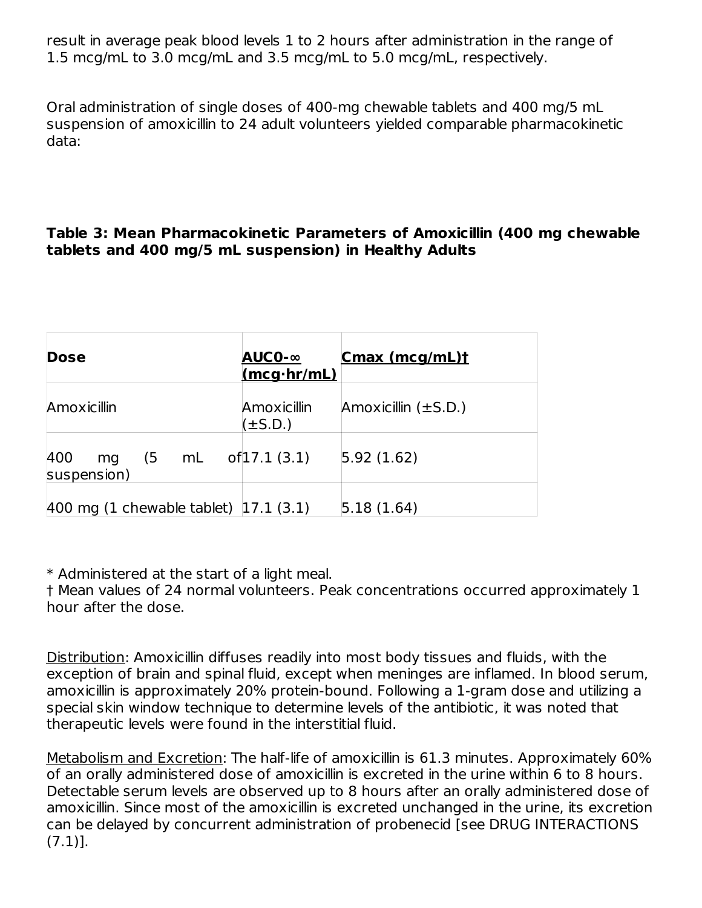result in average peak blood levels 1 to 2 hours after administration in the range of 1.5 mcg/mL to 3.0 mcg/mL and 3.5 mcg/mL to 5.0 mcg/mL, respectively.

Oral administration of single doses of 400-mg chewable tablets and 400 mg/5 mL suspension of amoxicillin to 24 adult volunteers yielded comparable pharmacokinetic data:

**Table 3: Mean Pharmacokinetic Parameters of Amoxicillin (400 mg chewable tablets and 400 mg/5 mL suspension) in Healthy Adults**

| **Dose** | **AUC0-∞ (mcg·hr/mL)** | **Cmax (mcg/mL)†** |
|---|---|---|
| Amoxicillin | Amoxicillin (±S.D.) | Amoxicillin (±S.D.) |
| 400 mg (5 mL of suspension) | 17.1 (3.1) | 5.92 (1.62) |
| 400 mg (1 chewable tablet) | 17.1 (3.1) | 5.18 (1.64) |

* Administered at the start of a light meal.
† Mean values of 24 normal volunteers. Peak concentrations occurred approximately 1 hour after the dose.

Distribution: Amoxicillin diffuses readily into most body tissues and fluids, with the exception of brain and spinal fluid, except when meninges are inflamed. In blood serum, amoxicillin is approximately 20% protein-bound. Following a 1-gram dose and utilizing a special skin window technique to determine levels of the antibiotic, it was noted that therapeutic levels were found in the interstitial fluid.

Metabolism and Excretion: The half-life of amoxicillin is 61.3 minutes. Approximately 60% of an orally administered dose of amoxicillin is excreted in the urine within 6 to 8 hours. Detectable serum levels are observed up to 8 hours after an orally administered dose of amoxicillin. Since most of the amoxicillin is excreted unchanged in the urine, its excretion can be delayed by concurrent administration of probenecid [see DRUG INTERACTIONS (7.1)].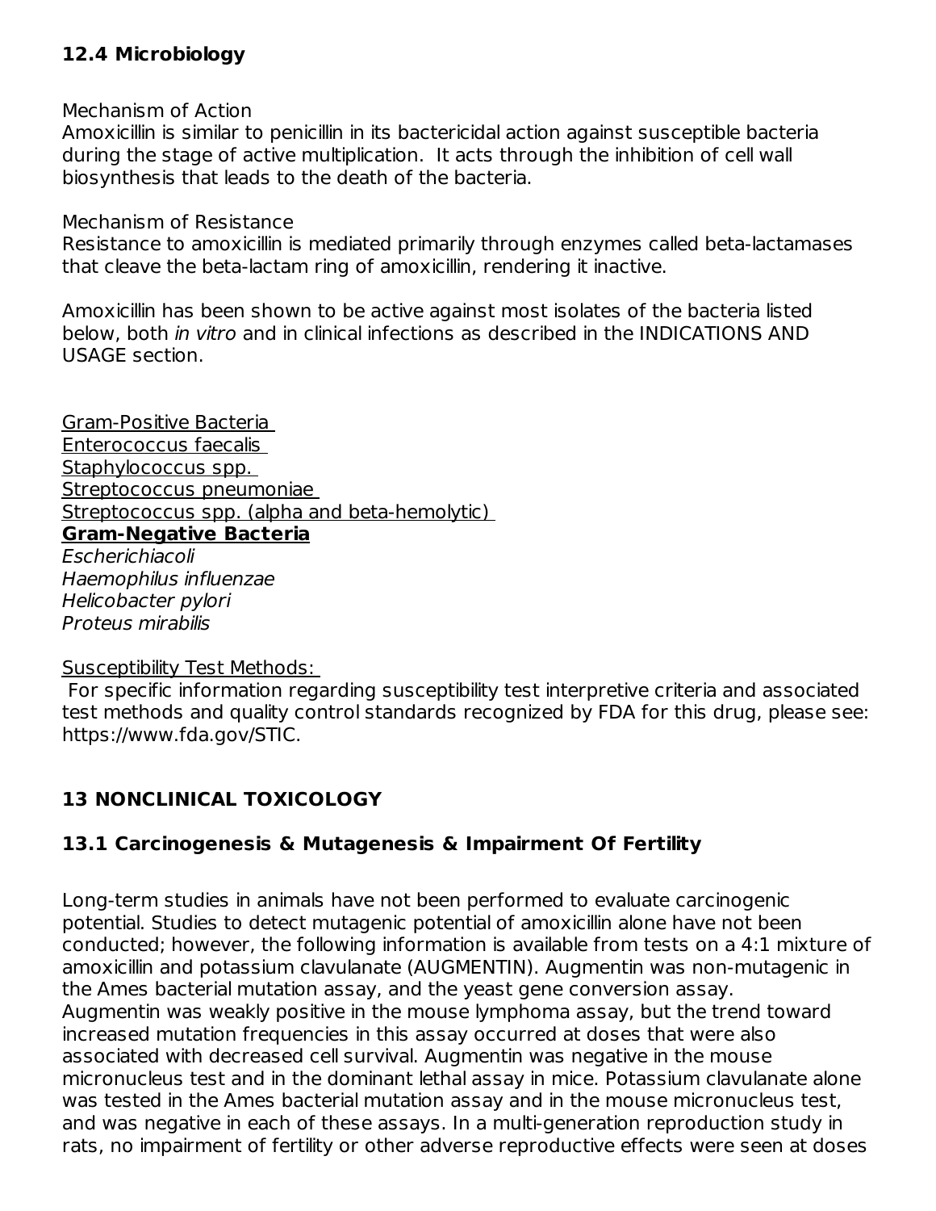### 12.4 Microbiology

Mechanism of Action
Amoxicillin is similar to penicillin in its bactericidal action against susceptible bacteria during the stage of active multiplication. It acts through the inhibition of cell wall biosynthesis that leads to the death of the bacteria.

Mechanism of Resistance
Resistance to amoxicillin is mediated primarily through enzymes called beta-lactamases that cleave the beta-lactam ring of amoxicillin, rendering it inactive.

Amoxicillin has been shown to be active against most isolates of the bacteria listed below, both *in vitro* and in clinical infections as described in the INDICATIONS AND USAGE section.

Gram-Positive Bacteria
Enterococcus faecalis
Staphylococcus spp.
Streptococcus pneumoniae
Streptococcus spp. (alpha and beta-hemolytic)
**Gram-Negative Bacteria**
*Escherichiacoli*
*Haemophilus influenzae*
*Helicobacter pylori*
*Proteus mirabilis*

Susceptibility Test Methods:
For specific information regarding susceptibility test interpretive criteria and associated test methods and quality control standards recognized by FDA for this drug, please see: https://www.fda.gov/STIC.

## 13 NONCLINICAL TOXICOLOGY

### 13.1 Carcinogenesis & Mutagenesis & Impairment Of Fertility

Long-term studies in animals have not been performed to evaluate carcinogenic potential. Studies to detect mutagenic potential of amoxicillin alone have not been conducted; however, the following information is available from tests on a 4:1 mixture of amoxicillin and potassium clavulanate (AUGMENTIN). Augmentin was non-mutagenic in the Ames bacterial mutation assay, and the yeast gene conversion assay. Augmentin was weakly positive in the mouse lymphoma assay, but the trend toward increased mutation frequencies in this assay occurred at doses that were also associated with decreased cell survival. Augmentin was negative in the mouse micronucleus test and in the dominant lethal assay in mice. Potassium clavulanate alone was tested in the Ames bacterial mutation assay and in the mouse micronucleus test, and was negative in each of these assays. In a multi-generation reproduction study in rats, no impairment of fertility or other adverse reproductive effects were seen at doses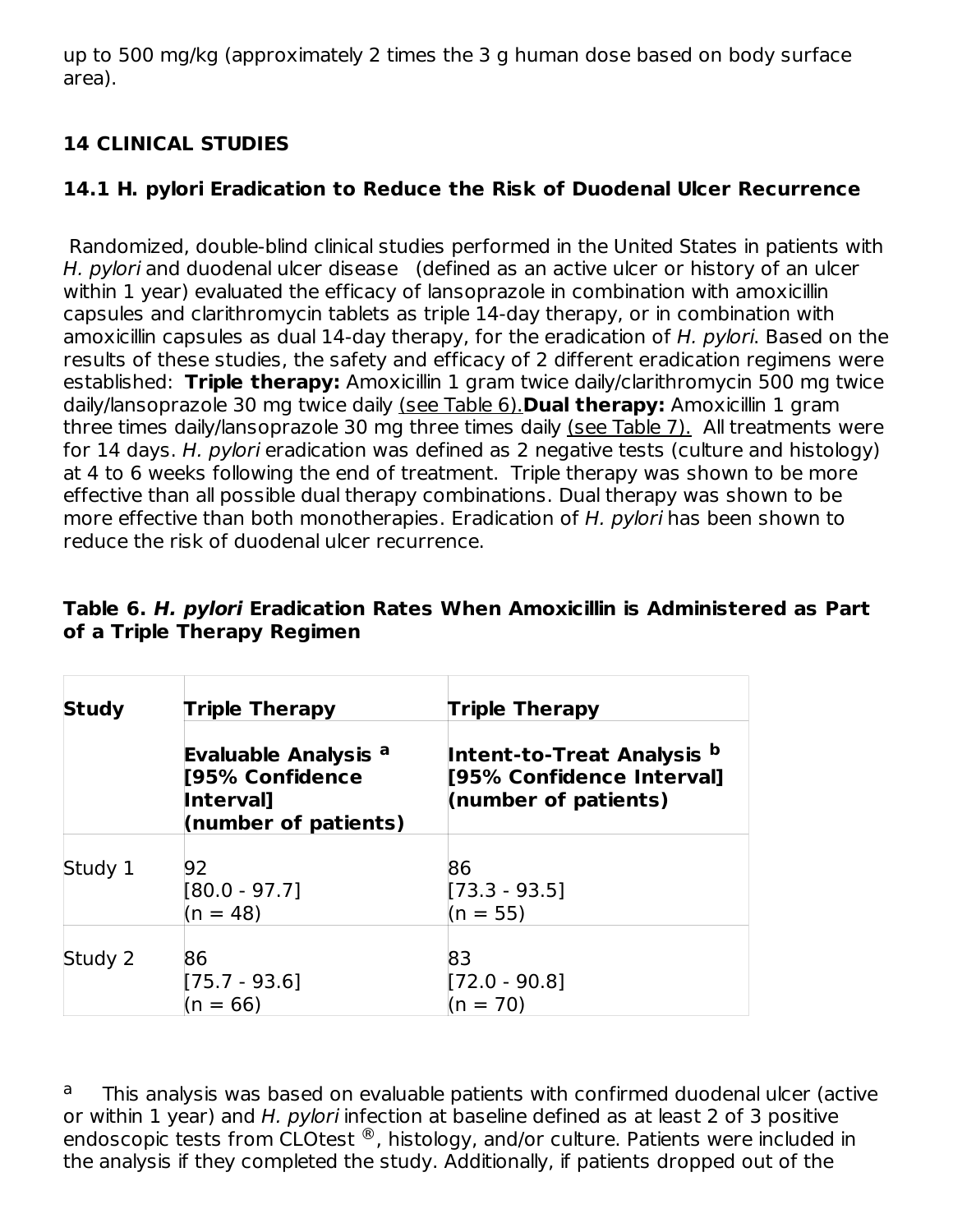up to 500 mg/kg (approximately 2 times the 3 g human dose based on body surface area).

## 14 CLINICAL STUDIES

### 14.1 H. pylori Eradication to Reduce the Risk of Duodenal Ulcer Recurrence

Randomized, double-blind clinical studies performed in the United States in patients with *H. pylori* and duodenal ulcer disease (defined as an active ulcer or history of an ulcer within 1 year) evaluated the efficacy of lansoprazole in combination with amoxicillin capsules and clarithromycin tablets as triple 14-day therapy, or in combination with amoxicillin capsules as dual 14-day therapy, for the eradication of *H. pylori*. Based on the results of these studies, the safety and efficacy of 2 different eradication regimens were established: **Triple therapy:** Amoxicillin 1 gram twice daily/clarithromycin 500 mg twice daily/lansoprazole 30 mg twice daily (see Table 6). **Dual therapy:** Amoxicillin 1 gram three times daily/lansoprazole 30 mg three times daily (see Table 7). All treatments were for 14 days. *H. pylori* eradication was defined as 2 negative tests (culture and histology) at 4 to 6 weeks following the end of treatment. Triple therapy was shown to be more effective than all possible dual therapy combinations. Dual therapy was shown to be more effective than both monotherapies. Eradication of *H. pylori* has been shown to reduce the risk of duodenal ulcer recurrence.

**Table 6. *H. pylori* Eradication Rates When Amoxicillin is Administered as Part of a Triple Therapy Regimen**

| Study | Triple Therapy<br>**Evaluable Analysis [a]**<br>**[95% Confidence Interval]**<br>**(number of patients)** | Triple Therapy<br>**Intent-to-Treat Analysis [b]**<br>**[95% Confidence Interval]**<br>**(number of patients)** |
|---|---|---|
| Study 1 | 92<br>[80.0 - 97.7]<br>(n = 48) | 86<br>[73.3 - 93.5]<br>(n = 55) |
| Study 2 | 86<br>[75.7 - 93.6]<br>(n = 66) | 83<br>[72.0 - 90.8]<br>(n = 70) |

[a] This analysis was based on evaluable patients with confirmed duodenal ulcer (active or within 1 year) and *H. pylori* infection at baseline defined as at least 2 of 3 positive endoscopic tests from CLOtest ®, histology, and/or culture. Patients were included in the analysis if they completed the study. Additionally, if patients dropped out of the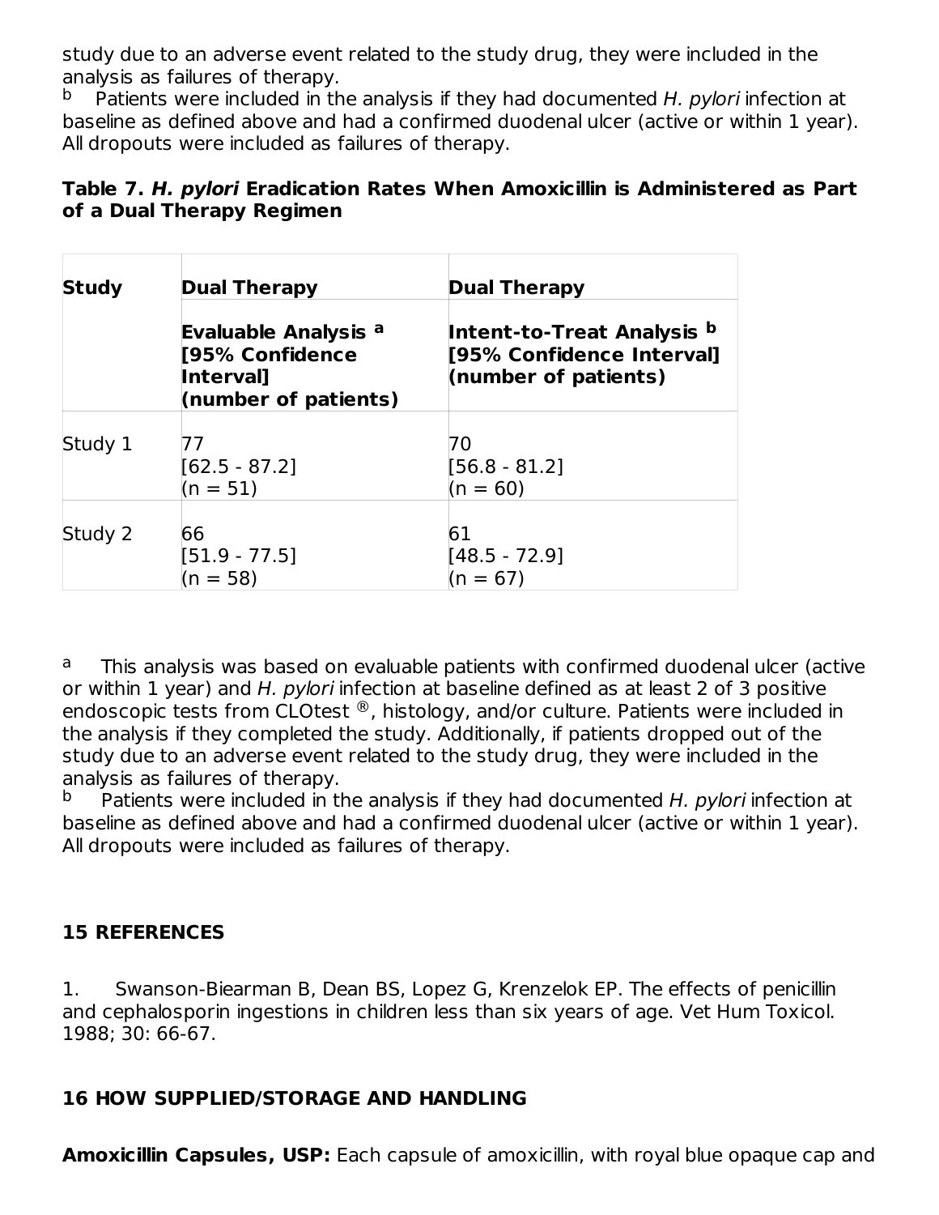study due to an adverse event related to the study drug, they were included in the analysis as failures of therapy.

[b] Patients were included in the analysis if they had documented *H. pylori* infection at baseline as defined above and had a confirmed duodenal ulcer (active or within 1 year). All dropouts were included as failures of therapy.

**Table 7. *H. pylori* Eradication Rates When Amoxicillin is Administered as Part of a Dual Therapy Regimen**

| Study | Dual Therapy | Dual Therapy |
|---|---|---|
| | Evaluable Analysis [a] [95% Confidence Interval] (number of patients) | Intent-to-Treat Analysis [b] [95% Confidence Interval] (number of patients) |
| Study 1 | 77 [62.5 - 87.2] (n = 51) | 70 [56.8 - 81.2] (n = 60) |
| Study 2 | 66 [51.9 - 77.5] (n = 58) | 61 [48.5 - 72.9] (n = 67) |

[a] This analysis was based on evaluable patients with confirmed duodenal ulcer (active or within 1 year) and *H. pylori* infection at baseline defined as at least 2 of 3 positive endoscopic tests from CLOtest ®, histology, and/or culture. Patients were included in the analysis if they completed the study. Additionally, if patients dropped out of the study due to an adverse event related to the study drug, they were included in the analysis as failures of therapy.

[b] Patients were included in the analysis if they had documented *H. pylori* infection at baseline as defined above and had a confirmed duodenal ulcer (active or within 1 year). All dropouts were included as failures of therapy.

## 15 REFERENCES

1. Swanson-Biearman B, Dean BS, Lopez G, Krenzelok EP. The effects of penicillin and cephalosporin ingestions in children less than six years of age. Vet Hum Toxicol. 1988; 30: 66-67.

## 16 HOW SUPPLIED/STORAGE AND HANDLING

**Amoxicillin Capsules, USP:** Each capsule of amoxicillin, with royal blue opaque cap and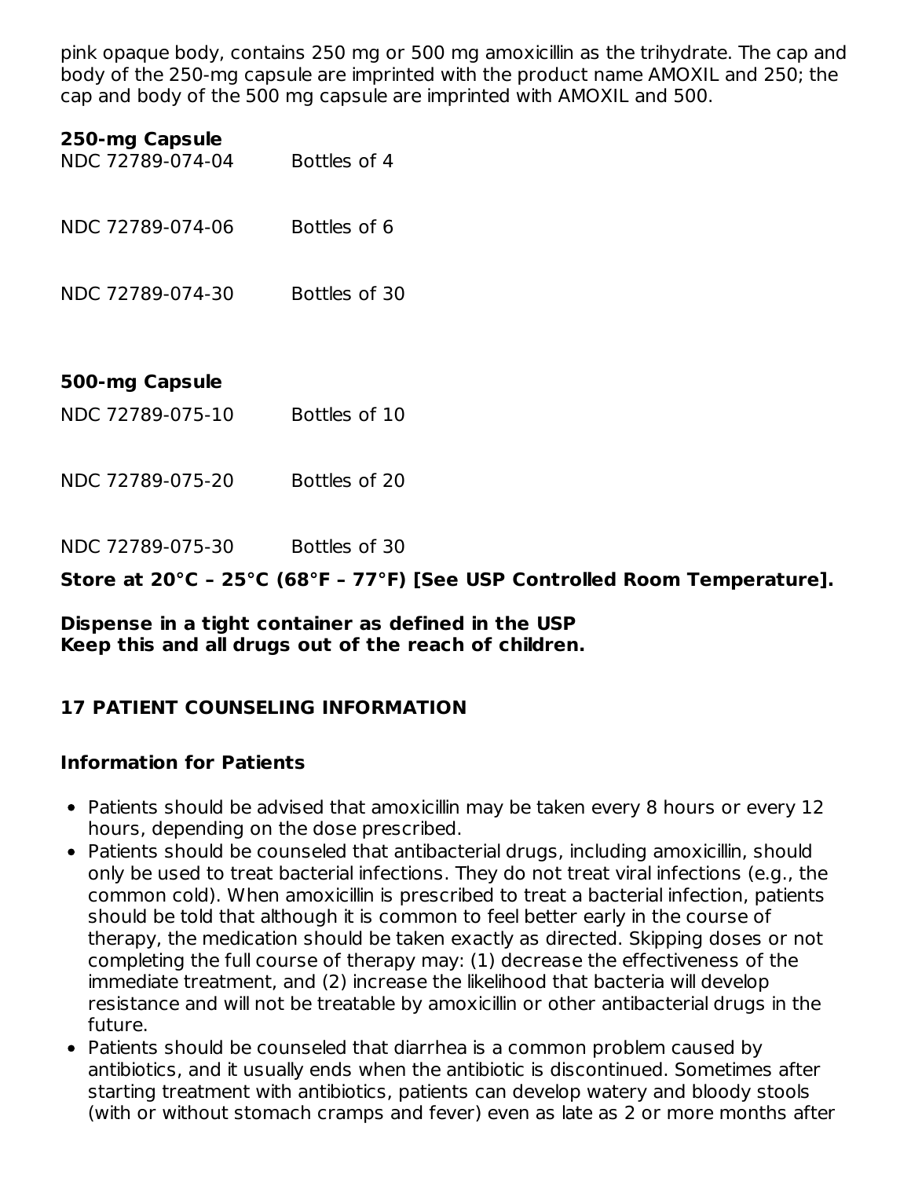pink opaque body, contains 250 mg or 500 mg amoxicillin as the trihydrate. The cap and body of the 250-mg capsule are imprinted with the product name AMOXIL and 250; the cap and body of the 500 mg capsule are imprinted with AMOXIL and 500.

**250-mg Capsule**

| | |
|---|---|
| NDC 72789-074-04 | Bottles of 4 |
| NDC 72789-074-06 | Bottles of 6 |
| NDC 72789-074-30 | Bottles of 30 |

**500-mg Capsule**

| | |
|---|---|
| NDC 72789-075-10 | Bottles of 10 |
| NDC 72789-075-20 | Bottles of 20 |
| NDC 72789-075-30 | Bottles of 30 |

**Store at 20°C – 25°C (68°F – 77°F) [See USP Controlled Room Temperature].**

**Dispense in a tight container as defined in the USP**
**Keep this and all drugs out of the reach of children.**

## 17 PATIENT COUNSELING INFORMATION

### Information for Patients

- Patients should be advised that amoxicillin may be taken every 8 hours or every 12 hours, depending on the dose prescribed.
- Patients should be counseled that antibacterial drugs, including amoxicillin, should only be used to treat bacterial infections. They do not treat viral infections (e.g., the common cold). When amoxicillin is prescribed to treat a bacterial infection, patients should be told that although it is common to feel better early in the course of therapy, the medication should be taken exactly as directed. Skipping doses or not completing the full course of therapy may: (1) decrease the effectiveness of the immediate treatment, and (2) increase the likelihood that bacteria will develop resistance and will not be treatable by amoxicillin or other antibacterial drugs in the future.
- Patients should be counseled that diarrhea is a common problem caused by antibiotics, and it usually ends when the antibiotic is discontinued. Sometimes after starting treatment with antibiotics, patients can develop watery and bloody stools (with or without stomach cramps and fever) even as late as 2 or more months after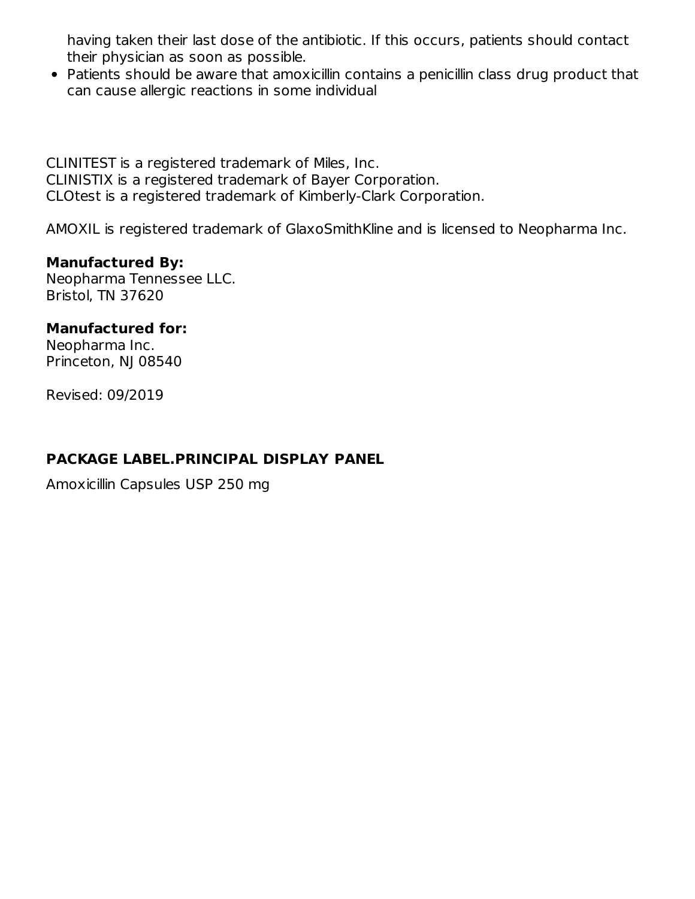having taken their last dose of the antibiotic. If this occurs, patients should contact their physician as soon as possible.

- Patients should be aware that amoxicillin contains a penicillin class drug product that can cause allergic reactions in some individual

CLINITEST is a registered trademark of Miles, Inc.
CLINISTIX is a registered trademark of Bayer Corporation.
CLOtest is a registered trademark of Kimberly-Clark Corporation.

AMOXIL is registered trademark of GlaxoSmithKline and is licensed to Neopharma Inc.

**Manufactured By:**
Neopharma Tennessee LLC.
Bristol, TN 37620

**Manufactured for:**
Neopharma Inc.
Princeton, NJ 08540

Revised: 09/2019

## PACKAGE LABEL.PRINCIPAL DISPLAY PANEL

Amoxicillin Capsules USP 250 mg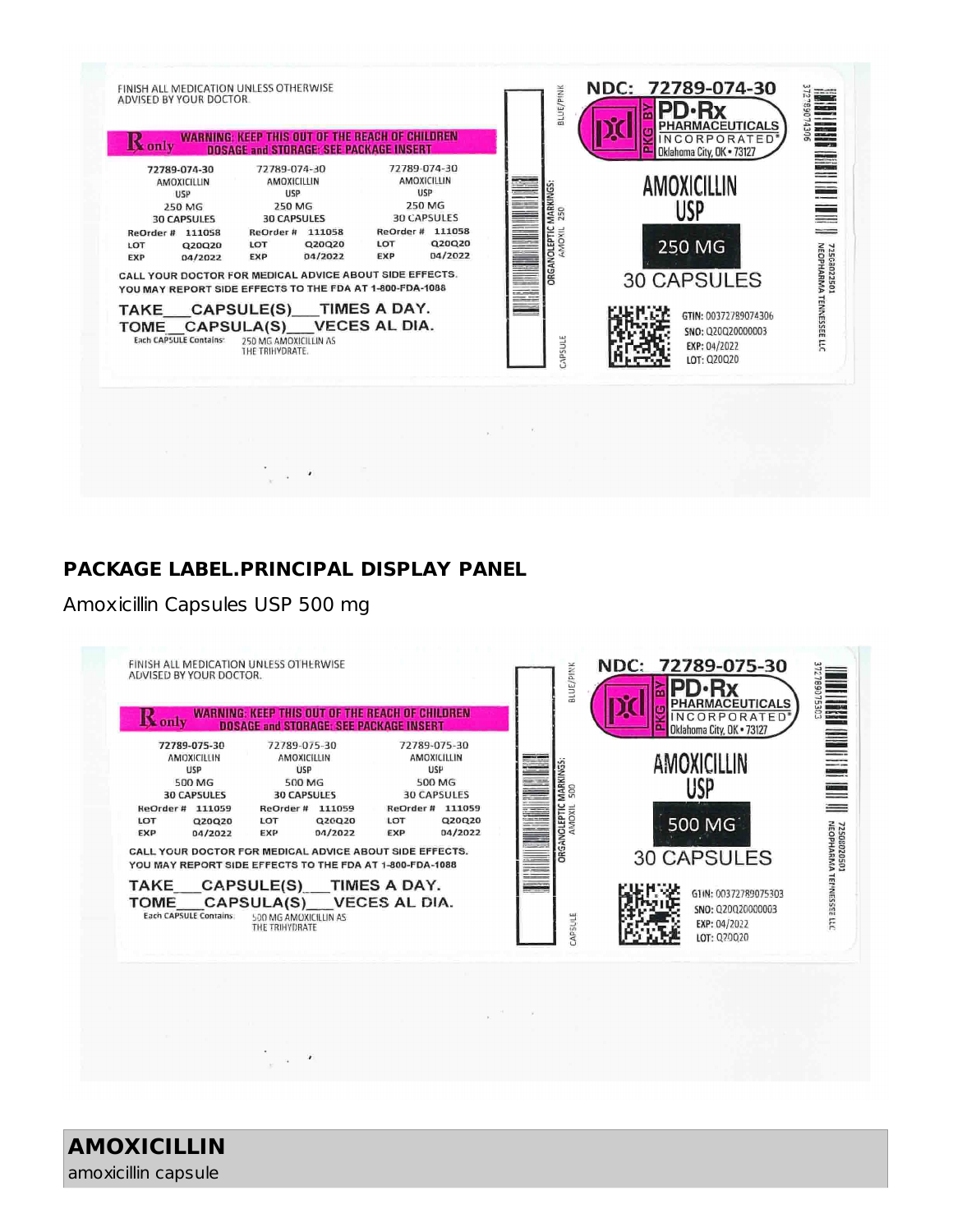FINISH ALL MEDICATION UNLESS OTHERWISE ADVISED BY YOUR DOCTOR.

℞ only WARNING: KEEP THIS OUT OF THE REACH OF CHILDREN
DOSAGE and STORAGE: SEE PACKAGE INSERT

| 72789-074-30 | 72789-074-30 | 72789-074-30 |
|---|---|---|
| AMOXICILLIN USP | AMOXICILLIN USP | AMOXICILLIN USP |
| 250 MG | 250 MG | 250 MG |
| 30 CAPSULES | 30 CAPSULES | 30 CAPSULES |
| ReOrder # 111058 | ReOrder # 111058 | ReOrder # 111058 |
| LOT Q20Q20 | LOT Q20Q20 | LOT Q20Q20 |
| EXP 04/2022 | EXP 04/2022 | EXP 04/2022 |

CALL YOUR DOCTOR FOR MEDICAL ADVICE ABOUT SIDE EFFECTS. YOU MAY REPORT SIDE EFFECTS TO THE FDA AT 1-800-FDA-1088

TAKE___CAPSULE(S)___TIMES A DAY.
TOME__CAPSULA(S)___VECES AL DIA.

Each CAPSULE Contains: 250 MG AMOXICILLIN AS THE TRIHYDRATE.

BLUE/PINK
ORGANOLEPTIC MARKINGS: AMOXIL 250
CAPSULE

NDC: 72789-074-30

PKG BY PD-Rx PHARMACEUTICALS INCORPORATED® Oklahoma City, OK • 73127

AMOXICILLIN USP

250 MG

30 CAPSULES

GTIN: 00372789074306
SNO: Q20Q20000003
EXP: 04/2022
LOT: Q20Q20

372789074306
72508022501 NEOPHARMA TENNESSEE LLC

## PACKAGE LABEL.PRINCIPAL DISPLAY PANEL

Amoxicillin Capsules USP 500 mg

FINISH ALL MEDICATION UNLESS OTHERWISE ADVISED BY YOUR DOCTOR.

℞ only WARNING: KEEP THIS OUT OF THE REACH OF CHILDREN
DOSAGE and STORAGE: SEE PACKAGE INSERT

| 72789-075-30 | 72789-075-30 | 72789-075-30 |
|---|---|---|
| AMOXICILLIN USP | AMOXICILLIN USP | AMOXICILLIN USP |
| 500 MG | 500 MG | 500 MG |
| 30 CAPSULES | 30 CAPSULES | 30 CAPSULES |
| ReOrder # 111059 | ReOrder # 111059 | ReOrder # 111059 |
| LOT Q20Q20 | LOT Q20Q20 | LOT Q20Q20 |
| EXP 04/2022 | EXP 04/2022 | EXP 04/2022 |

CALL YOUR DOCTOR FOR MEDICAL ADVICE ABOUT SIDE EFFECTS. YOU MAY REPORT SIDE EFFECTS TO THE FDA AT 1-800-FDA-1088

TAKE___CAPSULE(S)___TIMES A DAY.
TOME___CAPSULA(S)___VECES AL DIA.

Each CAPSULE Contains: 500 MG AMOXICILLIN AS THE TRIHYDRATE

BLUE/PINK
ORGANOLEPTIC MARKINGS: AMOXIL 500
CAPSULE

NDC: 72789-075-30

PKG BY PD-Rx PHARMACEUTICALS INCORPORATED® Oklahoma City, OK • 73127

AMOXICILLIN USP

500 MG

30 CAPSULES

GTIN: 00372789075303
SNO: Q20Q20000003
EXP: 04/2022
LOT: Q20Q20

372789075303
72508020501 NEOPHARMA TENNESSEE LLC

## AMOXICILLIN

amoxicillin capsule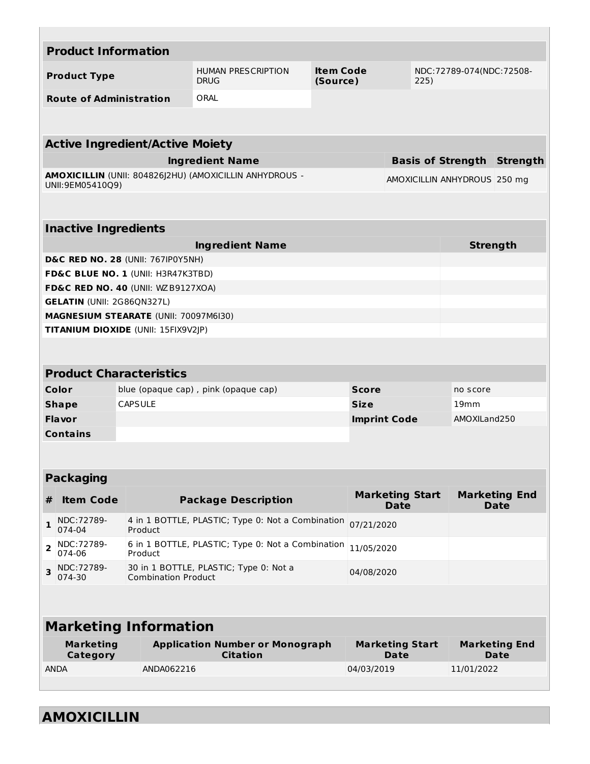| Product Information | | | |
|---|---|---|---|
| **Product Type** | HUMAN PRESCRIPTION DRUG | **Item Code (Source)** | NDC:72789-074(NDC:72508-225) |
| **Route of Administration** | ORAL | | |

| Active Ingredient/Active Moiety | | |
|---|---|---|
| **Ingredient Name** | **Basis of Strength** | **Strength** |
| **AMOXICILLIN** (UNII: 804826J2HU) (AMOXICILLIN ANHYDROUS - UNII:9EM05410Q9) | AMOXICILLIN ANHYDROUS | 250 mg |

| Inactive Ingredients | |
|---|---|
| **Ingredient Name** | **Strength** |
| **D&C RED NO. 28** (UNII: 767IP0Y5NH) | |
| **FD&C BLUE NO. 1** (UNII: H3R47K3TBD) | |
| **FD&C RED NO. 40** (UNII: WZB9127XOA) | |
| **GELATIN** (UNII: 2G86QN327L) | |
| **MAGNESIUM STEARATE** (UNII: 70097M6I30) | |
| **TITANIUM DIOXIDE** (UNII: 15FIX9V2JP) | |

| Product Characteristics | | | |
|---|---|---|---|
| **Color** | blue (opaque cap) , pink (opaque cap) | **Score** | no score |
| **Shape** | CAPSULE | **Size** | 19mm |
| **Flavor** | | **Imprint Code** | AMOXILand250 |
| **Contains** | | | |

| Packaging | | | | |
|---|---|---|---|---|
| **#** | **Item Code** | **Package Description** | **Marketing Start Date** | **Marketing End Date** |
| 1 | NDC:72789-074-04 | 4 in 1 BOTTLE, PLASTIC; Type 0: Not a Combination Product | 07/21/2020 | |
| 2 | NDC:72789-074-06 | 6 in 1 BOTTLE, PLASTIC; Type 0: Not a Combination Product | 11/05/2020 | |
| 3 | NDC:72789-074-30 | 30 in 1 BOTTLE, PLASTIC; Type 0: Not a Combination Product | 04/08/2020 | |

| Marketing Information | | | |
|---|---|---|---|
| **Marketing Category** | **Application Number or Monograph Citation** | **Marketing Start Date** | **Marketing End Date** |
| ANDA | ANDA062216 | 04/03/2019 | 11/01/2022 |

## AMOXICILLIN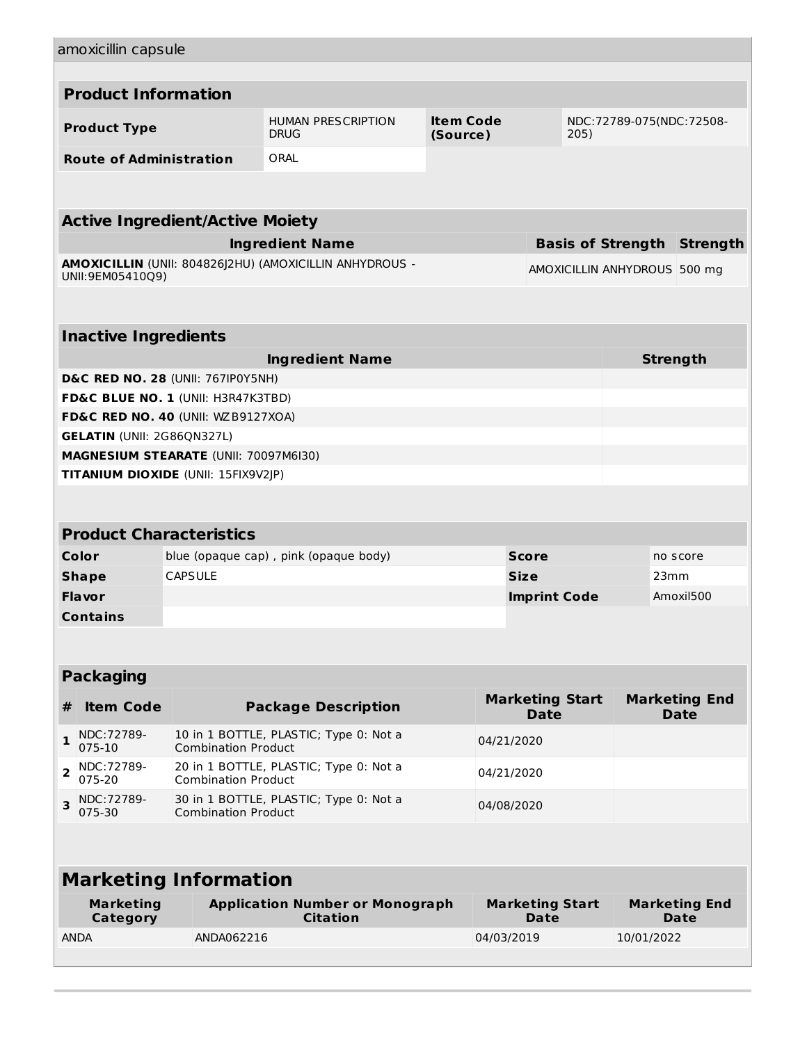amoxicillin capsule

## Product Information

| Product Type | HUMAN PRESCRIPTION DRUG | Item Code (Source) | NDC:72789-075(NDC:72508-205) |
|---|---|---|---|
| Route of Administration | ORAL | | |

## Active Ingredient/Active Moiety

| Ingredient Name | Basis of Strength | Strength |
|---|---|---|
| **AMOXICILLIN** (UNII: 804826J2HU) (AMOXICILLIN ANHYDROUS - UNII:9EM05410Q9) | AMOXICILLIN ANHYDROUS | 500 mg |

## Inactive Ingredients

| Ingredient Name | Strength |
|---|---|
| **D&C RED NO. 28** (UNII: 767IP0Y5NH) | |
| **FD&C BLUE NO. 1** (UNII: H3R47K3TBD) | |
| **FD&C RED NO. 40** (UNII: WZB9127XOA) | |
| **GELATIN** (UNII: 2G86QN327L) | |
| **MAGNESIUM STEARATE** (UNII: 70097M6I30) | |
| **TITANIUM DIOXIDE** (UNII: 15FIX9V2JP) | |

## Product Characteristics

| Color | blue (opaque cap) , pink (opaque body) | Score | no score |
|---|---|---|---|
| Shape | CAPSULE | Size | 23mm |
| Flavor | | Imprint Code | Amoxil500 |
| Contains | | | |

## Packaging

| # | Item Code | Package Description | Marketing Start Date | Marketing End Date |
|---|---|---|---|---|
| 1 | NDC:72789-075-10 | 10 in 1 BOTTLE, PLASTIC; Type 0: Not a Combination Product | 04/21/2020 | |
| 2 | NDC:72789-075-20 | 20 in 1 BOTTLE, PLASTIC; Type 0: Not a Combination Product | 04/21/2020 | |
| 3 | NDC:72789-075-30 | 30 in 1 BOTTLE, PLASTIC; Type 0: Not a Combination Product | 04/08/2020 | |

## Marketing Information

| Marketing Category | Application Number or Monograph Citation | Marketing Start Date | Marketing End Date |
|---|---|---|---|
| ANDA | ANDA062216 | 04/03/2019 | 10/01/2022 |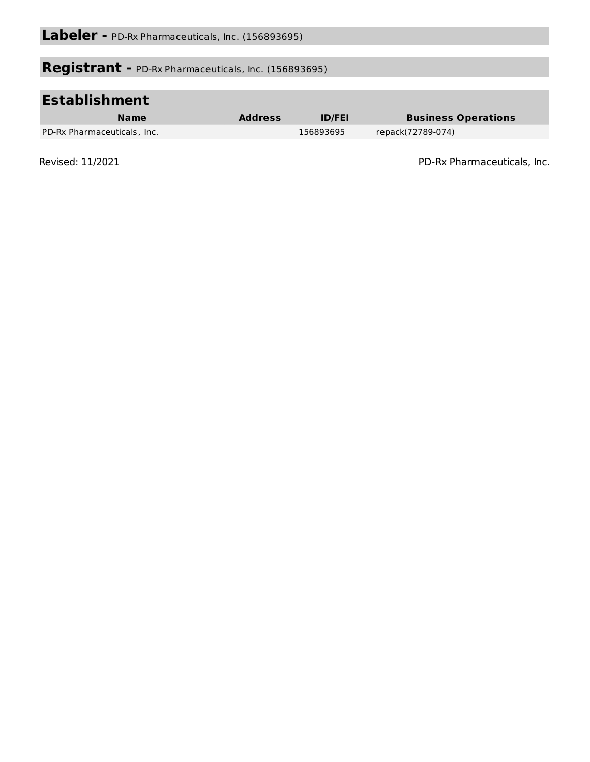**Labeler -** PD-Rx Pharmaceuticals, Inc. (156893695)

**Registrant -** PD-Rx Pharmaceuticals, Inc. (156893695)

| Establishment | | | |
|---|---|---|---|
| **Name** | **Address** | **ID/FEI** | **Business Operations** |
| PD-Rx Pharmaceuticals, Inc. | | 156893695 | repack(72789-074) |

Revised: 11/2021

PD-Rx Pharmaceuticals, Inc.